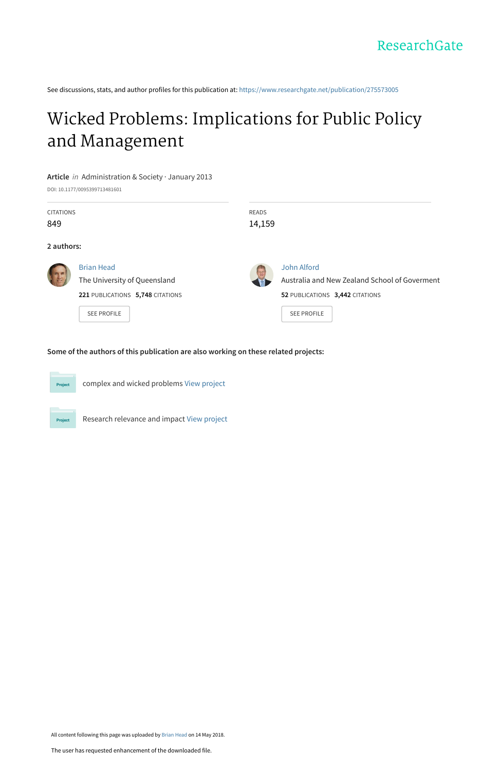ResearchGate

See discussions, stats, and author profiles for this publication at: https://www.researchgate.net/publication/275573005

# Wicked Problems: Implications for Public Policy and Management

**Article** *in* Administration & Society · January 2013

DOI: 10.1177/0095399713481601

| CITATIONS | READS |
| --- | --- |
| 849 | 14,159 |

**2 authors:**

**Brian Head**
The University of Queensland
**221** PUBLICATIONS **5,748** CITATIONS
SEE PROFILE

**John Alford**
Australia and New Zealand School of Goverment
**52** PUBLICATIONS **3,442** CITATIONS
SEE PROFILE

**Some of the authors of this publication are also working on these related projects:**

Project: complex and wicked problems View project

Project: Research relevance and impact View project

All content following this page was uploaded by Brian Head on 14 May 2018.

The user has requested enhancement of the downloaded file.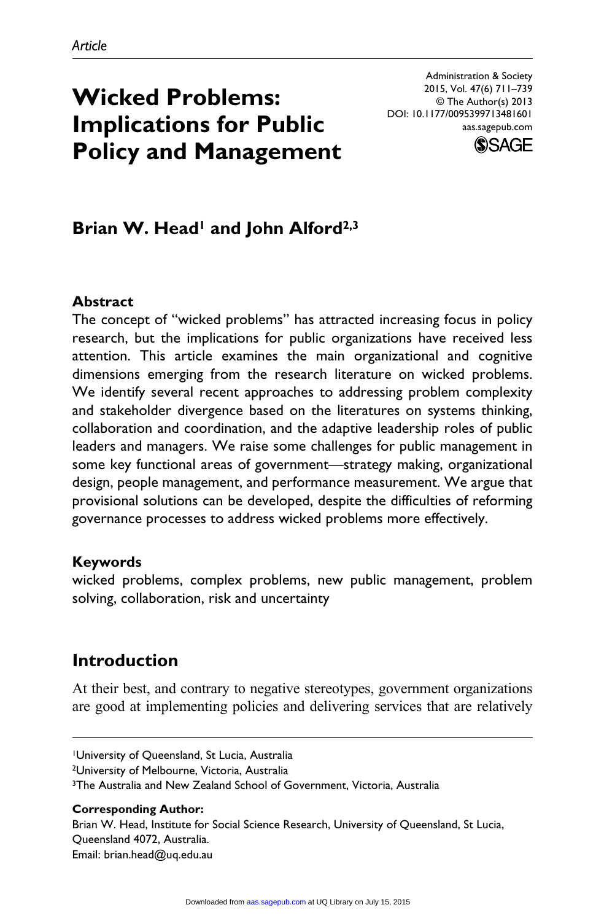Article

# Wicked Problems: Implications for Public Policy and Management

Administration & Society
2015, Vol. 47(6) 711–739
© The Author(s) 2013
DOI: 10.1177/0095399713481601
aas.sagepub.com

**Brian W. Head[1] and John Alford[2,3]**

## Abstract

The concept of "wicked problems" has attracted increasing focus in policy research, but the implications for public organizations have received less attention. This article examines the main organizational and cognitive dimensions emerging from the research literature on wicked problems. We identify several recent approaches to addressing problem complexity and stakeholder divergence based on the literatures on systems thinking, collaboration and coordination, and the adaptive leadership roles of public leaders and managers. We raise some challenges for public management in some key functional areas of government—strategy making, organizational design, people management, and performance measurement. We argue that provisional solutions can be developed, despite the difficulties of reforming governance processes to address wicked problems more effectively.

## Keywords

wicked problems, complex problems, new public management, problem solving, collaboration, risk and uncertainty

## Introduction

At their best, and contrary to negative stereotypes, government organizations are good at implementing policies and delivering services that are relatively

[1]University of Queensland, St Lucia, Australia
[2]University of Melbourne, Victoria, Australia
[3]The Australia and New Zealand School of Government, Victoria, Australia

**Corresponding Author:**
Brian W. Head, Institute for Social Science Research, University of Queensland, St Lucia, Queensland 4072, Australia.
Email: brian.head@uq.edu.au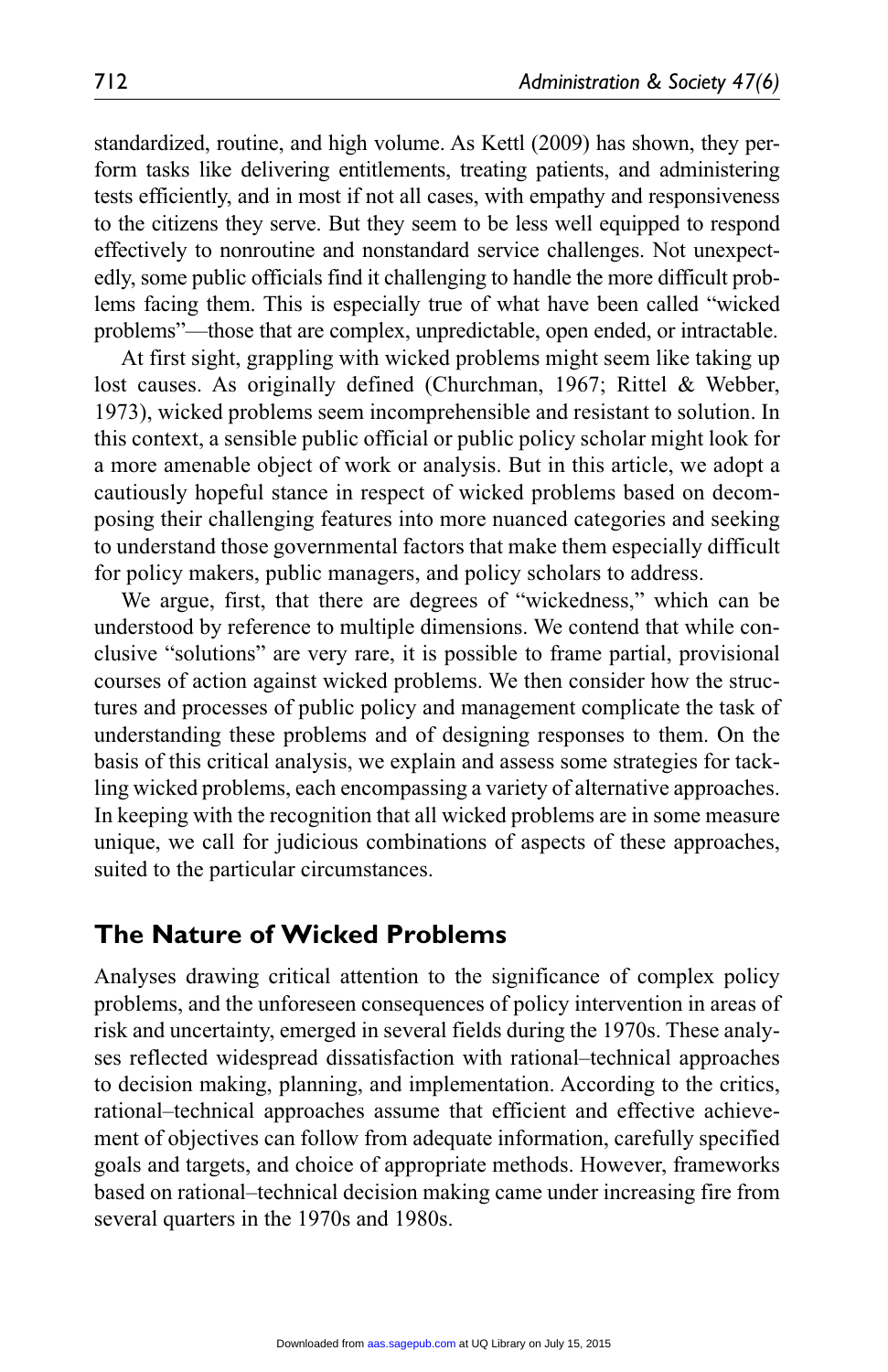standardized, routine, and high volume. As Kettl (2009) has shown, they perform tasks like delivering entitlements, treating patients, and administering tests efficiently, and in most if not all cases, with empathy and responsiveness to the citizens they serve. But they seem to be less well equipped to respond effectively to nonroutine and nonstandard service challenges. Not unexpectedly, some public officials find it challenging to handle the more difficult problems facing them. This is especially true of what have been called "wicked problems"—those that are complex, unpredictable, open ended, or intractable.

At first sight, grappling with wicked problems might seem like taking up lost causes. As originally defined (Churchman, 1967; Rittel & Webber, 1973), wicked problems seem incomprehensible and resistant to solution. In this context, a sensible public official or public policy scholar might look for a more amenable object of work or analysis. But in this article, we adopt a cautiously hopeful stance in respect of wicked problems based on decomposing their challenging features into more nuanced categories and seeking to understand those governmental factors that make them especially difficult for policy makers, public managers, and policy scholars to address.

We argue, first, that there are degrees of "wickedness," which can be understood by reference to multiple dimensions. We contend that while conclusive "solutions" are very rare, it is possible to frame partial, provisional courses of action against wicked problems. We then consider how the structures and processes of public policy and management complicate the task of understanding these problems and of designing responses to them. On the basis of this critical analysis, we explain and assess some strategies for tackling wicked problems, each encompassing a variety of alternative approaches. In keeping with the recognition that all wicked problems are in some measure unique, we call for judicious combinations of aspects of these approaches, suited to the particular circumstances.

## The Nature of Wicked Problems

Analyses drawing critical attention to the significance of complex policy problems, and the unforeseen consequences of policy intervention in areas of risk and uncertainty, emerged in several fields during the 1970s. These analyses reflected widespread dissatisfaction with rational–technical approaches to decision making, planning, and implementation. According to the critics, rational–technical approaches assume that efficient and effective achievement of objectives can follow from adequate information, carefully specified goals and targets, and choice of appropriate methods. However, frameworks based on rational–technical decision making came under increasing fire from several quarters in the 1970s and 1980s.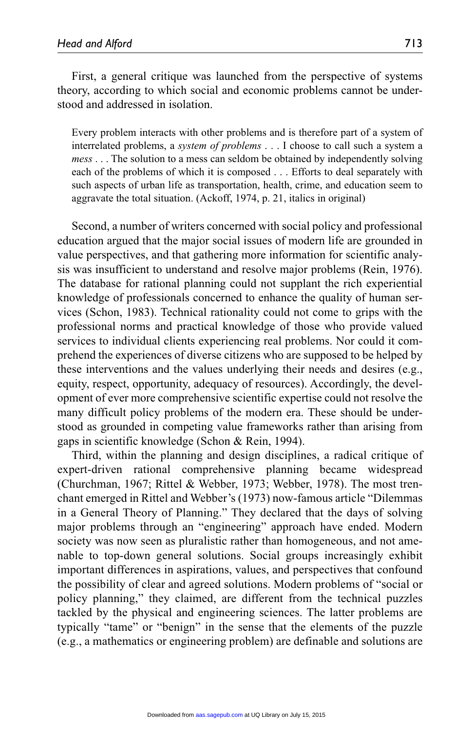First, a general critique was launched from the perspective of systems theory, according to which social and economic problems cannot be understood and addressed in isolation.

> Every problem interacts with other problems and is therefore part of a system of interrelated problems, a *system of problems* . . . I choose to call such a system a *mess* . . . The solution to a mess can seldom be obtained by independently solving each of the problems of which it is composed . . . Efforts to deal separately with such aspects of urban life as transportation, health, crime, and education seem to aggravate the total situation. (Ackoff, 1974, p. 21, italics in original)

Second, a number of writers concerned with social policy and professional education argued that the major social issues of modern life are grounded in value perspectives, and that gathering more information for scientific analysis was insufficient to understand and resolve major problems (Rein, 1976). The database for rational planning could not supplant the rich experiential knowledge of professionals concerned to enhance the quality of human services (Schon, 1983). Technical rationality could not come to grips with the professional norms and practical knowledge of those who provide valued services to individual clients experiencing real problems. Nor could it comprehend the experiences of diverse citizens who are supposed to be helped by these interventions and the values underlying their needs and desires (e.g., equity, respect, opportunity, adequacy of resources). Accordingly, the development of ever more comprehensive scientific expertise could not resolve the many difficult policy problems of the modern era. These should be understood as grounded in competing value frameworks rather than arising from gaps in scientific knowledge (Schon & Rein, 1994).

Third, within the planning and design disciplines, a radical critique of expert-driven rational comprehensive planning became widespread (Churchman, 1967; Rittel & Webber, 1973; Webber, 1978). The most trenchant emerged in Rittel and Webber's (1973) now-famous article "Dilemmas in a General Theory of Planning." They declared that the days of solving major problems through an "engineering" approach have ended. Modern society was now seen as pluralistic rather than homogeneous, and not amenable to top-down general solutions. Social groups increasingly exhibit important differences in aspirations, values, and perspectives that confound the possibility of clear and agreed solutions. Modern problems of "social or policy planning," they claimed, are different from the technical puzzles tackled by the physical and engineering sciences. The latter problems are typically "tame" or "benign" in the sense that the elements of the puzzle (e.g., a mathematics or engineering problem) are definable and solutions are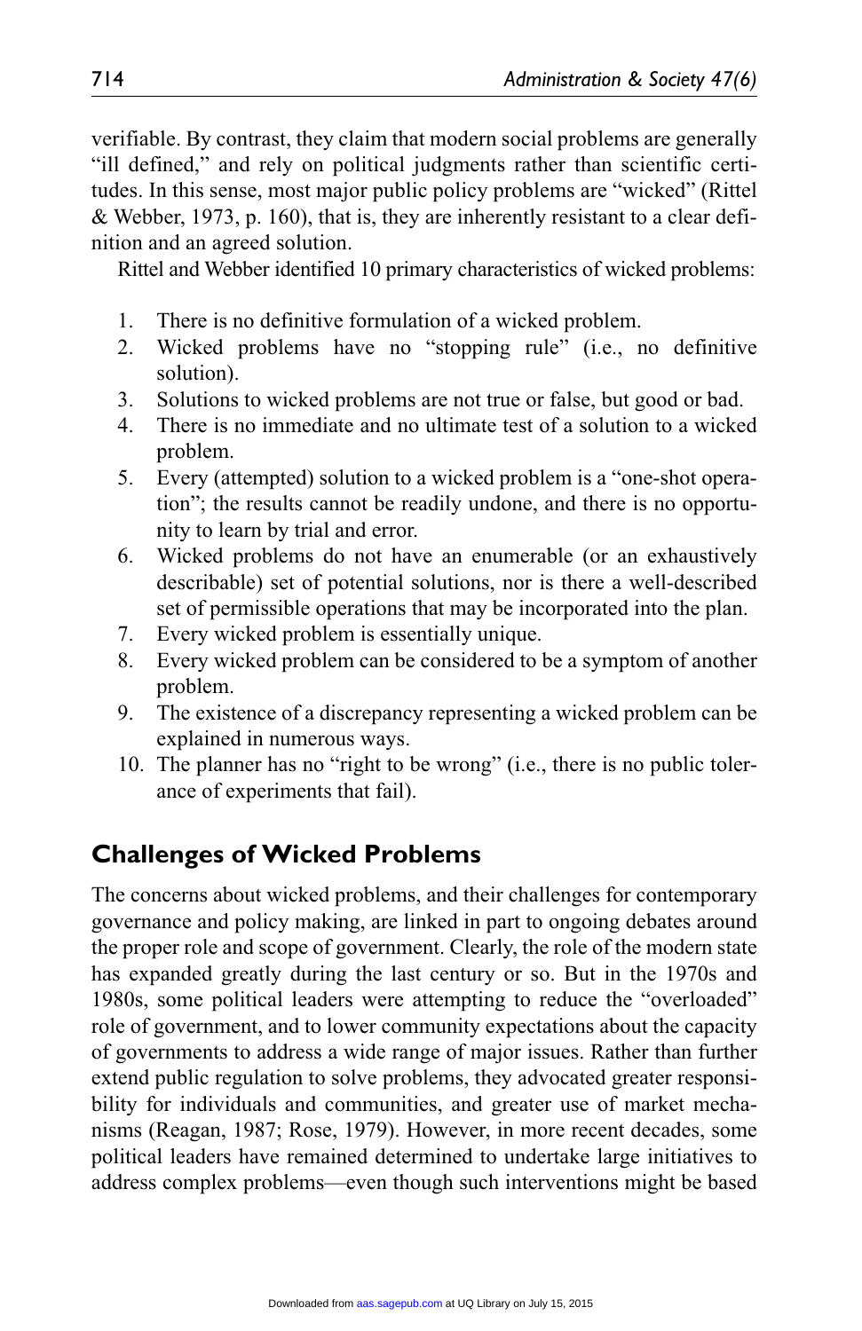verifiable. By contrast, they claim that modern social problems are generally "ill defined," and rely on political judgments rather than scientific certitudes. In this sense, most major public policy problems are "wicked" (Rittel & Webber, 1973, p. 160), that is, they are inherently resistant to a clear definition and an agreed solution.

Rittel and Webber identified 10 primary characteristics of wicked problems:

1. There is no definitive formulation of a wicked problem.
2. Wicked problems have no "stopping rule" (i.e., no definitive solution).
3. Solutions to wicked problems are not true or false, but good or bad.
4. There is no immediate and no ultimate test of a solution to a wicked problem.
5. Every (attempted) solution to a wicked problem is a "one-shot operation"; the results cannot be readily undone, and there is no opportunity to learn by trial and error.
6. Wicked problems do not have an enumerable (or an exhaustively describable) set of potential solutions, nor is there a well-described set of permissible operations that may be incorporated into the plan.
7. Every wicked problem is essentially unique.
8. Every wicked problem can be considered to be a symptom of another problem.
9. The existence of a discrepancy representing a wicked problem can be explained in numerous ways.
10. The planner has no "right to be wrong" (i.e., there is no public tolerance of experiments that fail).

## Challenges of Wicked Problems

The concerns about wicked problems, and their challenges for contemporary governance and policy making, are linked in part to ongoing debates around the proper role and scope of government. Clearly, the role of the modern state has expanded greatly during the last century or so. But in the 1970s and 1980s, some political leaders were attempting to reduce the "overloaded" role of government, and to lower community expectations about the capacity of governments to address a wide range of major issues. Rather than further extend public regulation to solve problems, they advocated greater responsibility for individuals and communities, and greater use of market mechanisms (Reagan, 1987; Rose, 1979). However, in more recent decades, some political leaders have remained determined to undertake large initiatives to address complex problems—even though such interventions might be based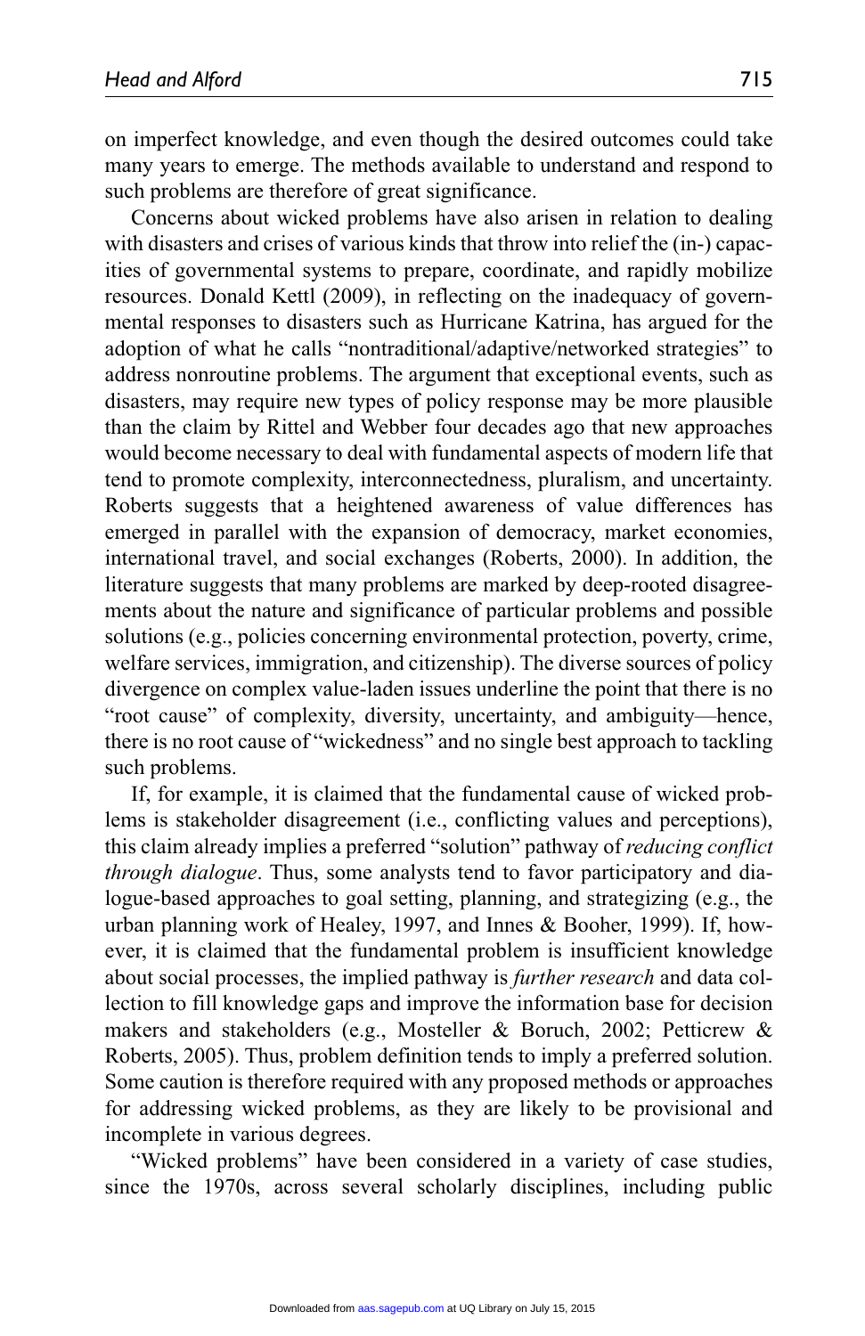on imperfect knowledge, and even though the desired outcomes could take many years to emerge. The methods available to understand and respond to such problems are therefore of great significance.

Concerns about wicked problems have also arisen in relation to dealing with disasters and crises of various kinds that throw into relief the (in-) capacities of governmental systems to prepare, coordinate, and rapidly mobilize resources. Donald Kettl (2009), in reflecting on the inadequacy of governmental responses to disasters such as Hurricane Katrina, has argued for the adoption of what he calls "nontraditional/adaptive/networked strategies" to address nonroutine problems. The argument that exceptional events, such as disasters, may require new types of policy response may be more plausible than the claim by Rittel and Webber four decades ago that new approaches would become necessary to deal with fundamental aspects of modern life that tend to promote complexity, interconnectedness, pluralism, and uncertainty. Roberts suggests that a heightened awareness of value differences has emerged in parallel with the expansion of democracy, market economies, international travel, and social exchanges (Roberts, 2000). In addition, the literature suggests that many problems are marked by deep-rooted disagreements about the nature and significance of particular problems and possible solutions (e.g., policies concerning environmental protection, poverty, crime, welfare services, immigration, and citizenship). The diverse sources of policy divergence on complex value-laden issues underline the point that there is no "root cause" of complexity, diversity, uncertainty, and ambiguity—hence, there is no root cause of "wickedness" and no single best approach to tackling such problems.

If, for example, it is claimed that the fundamental cause of wicked problems is stakeholder disagreement (i.e., conflicting values and perceptions), this claim already implies a preferred "solution" pathway of *reducing conflict through dialogue*. Thus, some analysts tend to favor participatory and dialogue-based approaches to goal setting, planning, and strategizing (e.g., the urban planning work of Healey, 1997, and Innes & Booher, 1999). If, however, it is claimed that the fundamental problem is insufficient knowledge about social processes, the implied pathway is *further research* and data collection to fill knowledge gaps and improve the information base for decision makers and stakeholders (e.g., Mosteller & Boruch, 2002; Petticrew & Roberts, 2005). Thus, problem definition tends to imply a preferred solution. Some caution is therefore required with any proposed methods or approaches for addressing wicked problems, as they are likely to be provisional and incomplete in various degrees.

"Wicked problems" have been considered in a variety of case studies, since the 1970s, across several scholarly disciplines, including public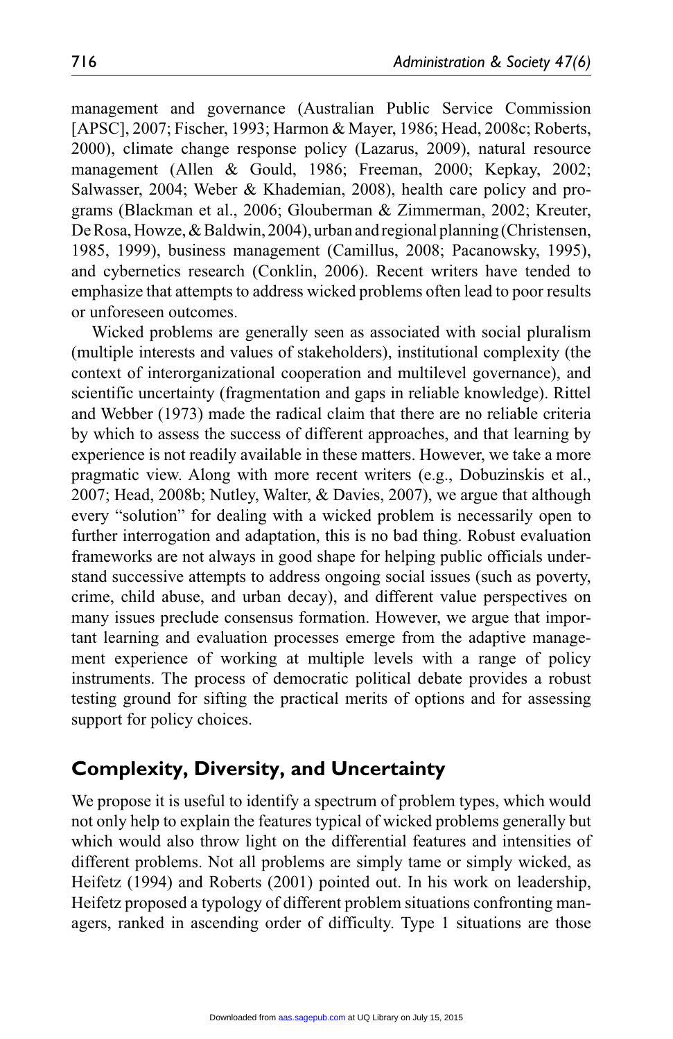management and governance (Australian Public Service Commission [APSC], 2007; Fischer, 1993; Harmon & Mayer, 1986; Head, 2008c; Roberts, 2000), climate change response policy (Lazarus, 2009), natural resource management (Allen & Gould, 1986; Freeman, 2000; Kepkay, 2002; Salwasser, 2004; Weber & Khademian, 2008), health care policy and programs (Blackman et al., 2006; Glouberman & Zimmerman, 2002; Kreuter, De Rosa, Howze, & Baldwin, 2004), urban and regional planning (Christensen, 1985, 1999), business management (Camillus, 2008; Pacanowsky, 1995), and cybernetics research (Conklin, 2006). Recent writers have tended to emphasize that attempts to address wicked problems often lead to poor results or unforeseen outcomes.

Wicked problems are generally seen as associated with social pluralism (multiple interests and values of stakeholders), institutional complexity (the context of interorganizational cooperation and multilevel governance), and scientific uncertainty (fragmentation and gaps in reliable knowledge). Rittel and Webber (1973) made the radical claim that there are no reliable criteria by which to assess the success of different approaches, and that learning by experience is not readily available in these matters. However, we take a more pragmatic view. Along with more recent writers (e.g., Dobuzinskis et al., 2007; Head, 2008b; Nutley, Walter, & Davies, 2007), we argue that although every "solution" for dealing with a wicked problem is necessarily open to further interrogation and adaptation, this is no bad thing. Robust evaluation frameworks are not always in good shape for helping public officials understand successive attempts to address ongoing social issues (such as poverty, crime, child abuse, and urban decay), and different value perspectives on many issues preclude consensus formation. However, we argue that important learning and evaluation processes emerge from the adaptive management experience of working at multiple levels with a range of policy instruments. The process of democratic political debate provides a robust testing ground for sifting the practical merits of options and for assessing support for policy choices.

## Complexity, Diversity, and Uncertainty

We propose it is useful to identify a spectrum of problem types, which would not only help to explain the features typical of wicked problems generally but which would also throw light on the differential features and intensities of different problems. Not all problems are simply tame or simply wicked, as Heifetz (1994) and Roberts (2001) pointed out. In his work on leadership, Heifetz proposed a typology of different problem situations confronting managers, ranked in ascending order of difficulty. Type 1 situations are those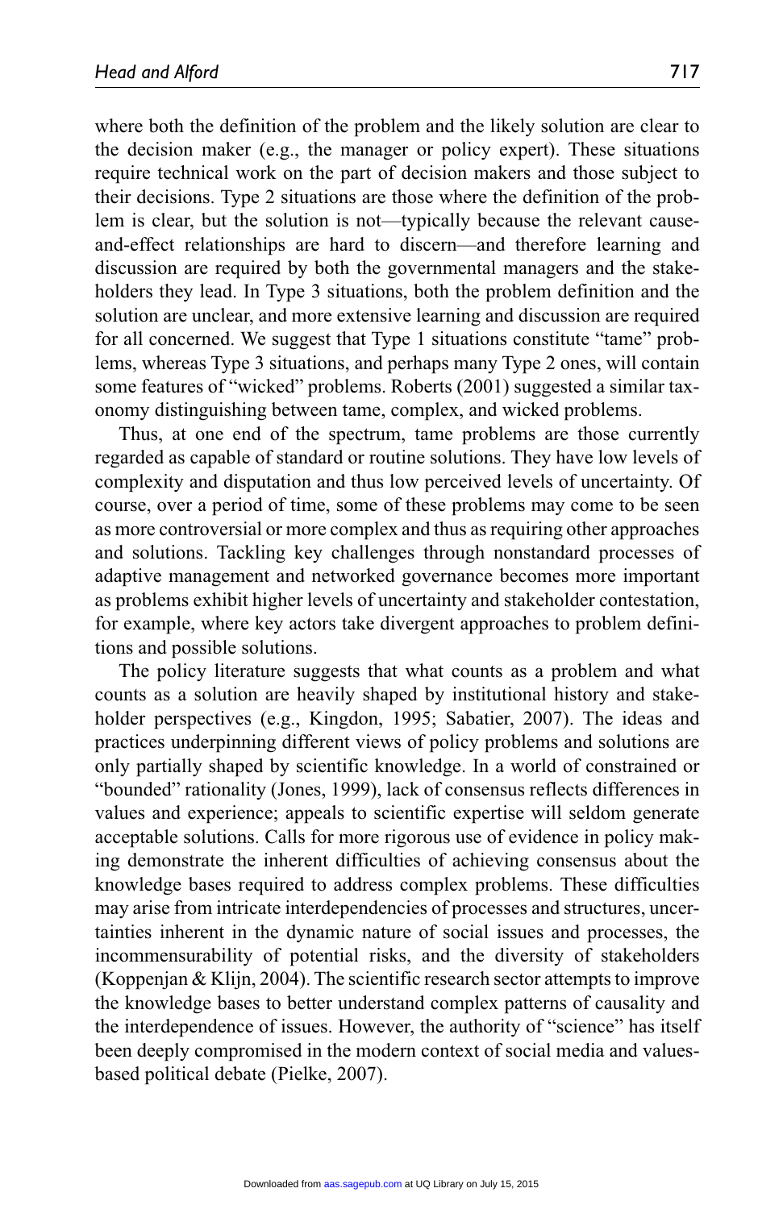where both the definition of the problem and the likely solution are clear to the decision maker (e.g., the manager or policy expert). These situations require technical work on the part of decision makers and those subject to their decisions. Type 2 situations are those where the definition of the problem is clear, but the solution is not—typically because the relevant cause-and-effect relationships are hard to discern—and therefore learning and discussion are required by both the governmental managers and the stakeholders they lead. In Type 3 situations, both the problem definition and the solution are unclear, and more extensive learning and discussion are required for all concerned. We suggest that Type 1 situations constitute "tame" problems, whereas Type 3 situations, and perhaps many Type 2 ones, will contain some features of "wicked" problems. Roberts (2001) suggested a similar taxonomy distinguishing between tame, complex, and wicked problems.

Thus, at one end of the spectrum, tame problems are those currently regarded as capable of standard or routine solutions. They have low levels of complexity and disputation and thus low perceived levels of uncertainty. Of course, over a period of time, some of these problems may come to be seen as more controversial or more complex and thus as requiring other approaches and solutions. Tackling key challenges through nonstandard processes of adaptive management and networked governance becomes more important as problems exhibit higher levels of uncertainty and stakeholder contestation, for example, where key actors take divergent approaches to problem definitions and possible solutions.

The policy literature suggests that what counts as a problem and what counts as a solution are heavily shaped by institutional history and stakeholder perspectives (e.g., Kingdon, 1995; Sabatier, 2007). The ideas and practices underpinning different views of policy problems and solutions are only partially shaped by scientific knowledge. In a world of constrained or "bounded" rationality (Jones, 1999), lack of consensus reflects differences in values and experience; appeals to scientific expertise will seldom generate acceptable solutions. Calls for more rigorous use of evidence in policy making demonstrate the inherent difficulties of achieving consensus about the knowledge bases required to address complex problems. These difficulties may arise from intricate interdependencies of processes and structures, uncertainties inherent in the dynamic nature of social issues and processes, the incommensurability of potential risks, and the diversity of stakeholders (Koppenjan & Klijn, 2004). The scientific research sector attempts to improve the knowledge bases to better understand complex patterns of causality and the interdependence of issues. However, the authority of "science" has itself been deeply compromised in the modern context of social media and values-based political debate (Pielke, 2007).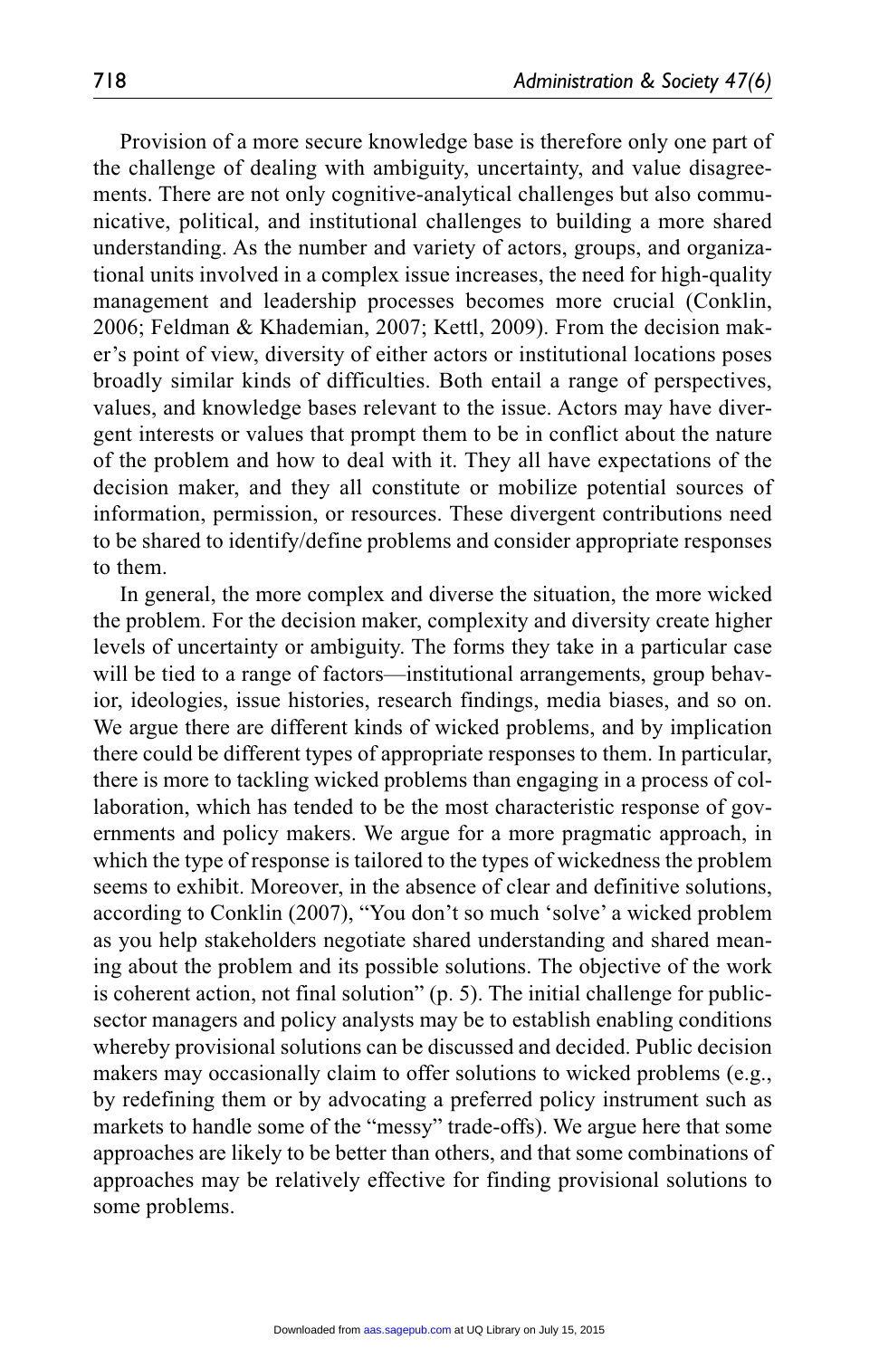Provision of a more secure knowledge base is therefore only one part of the challenge of dealing with ambiguity, uncertainty, and value disagreements. There are not only cognitive-analytical challenges but also communicative, political, and institutional challenges to building a more shared understanding. As the number and variety of actors, groups, and organizational units involved in a complex issue increases, the need for high-quality management and leadership processes becomes more crucial (Conklin, 2006; Feldman & Khademian, 2007; Kettl, 2009). From the decision maker's point of view, diversity of either actors or institutional locations poses broadly similar kinds of difficulties. Both entail a range of perspectives, values, and knowledge bases relevant to the issue. Actors may have divergent interests or values that prompt them to be in conflict about the nature of the problem and how to deal with it. They all have expectations of the decision maker, and they all constitute or mobilize potential sources of information, permission, or resources. These divergent contributions need to be shared to identify/define problems and consider appropriate responses to them.

In general, the more complex and diverse the situation, the more wicked the problem. For the decision maker, complexity and diversity create higher levels of uncertainty or ambiguity. The forms they take in a particular case will be tied to a range of factors—institutional arrangements, group behavior, ideologies, issue histories, research findings, media biases, and so on. We argue there are different kinds of wicked problems, and by implication there could be different types of appropriate responses to them. In particular, there is more to tackling wicked problems than engaging in a process of collaboration, which has tended to be the most characteristic response of governments and policy makers. We argue for a more pragmatic approach, in which the type of response is tailored to the types of wickedness the problem seems to exhibit. Moreover, in the absence of clear and definitive solutions, according to Conklin (2007), "You don't so much 'solve' a wicked problem as you help stakeholders negotiate shared understanding and shared meaning about the problem and its possible solutions. The objective of the work is coherent action, not final solution" (p. 5). The initial challenge for public-sector managers and policy analysts may be to establish enabling conditions whereby provisional solutions can be discussed and decided. Public decision makers may occasionally claim to offer solutions to wicked problems (e.g., by redefining them or by advocating a preferred policy instrument such as markets to handle some of the "messy" trade-offs). We argue here that some approaches are likely to be better than others, and that some combinations of approaches may be relatively effective for finding provisional solutions to some problems.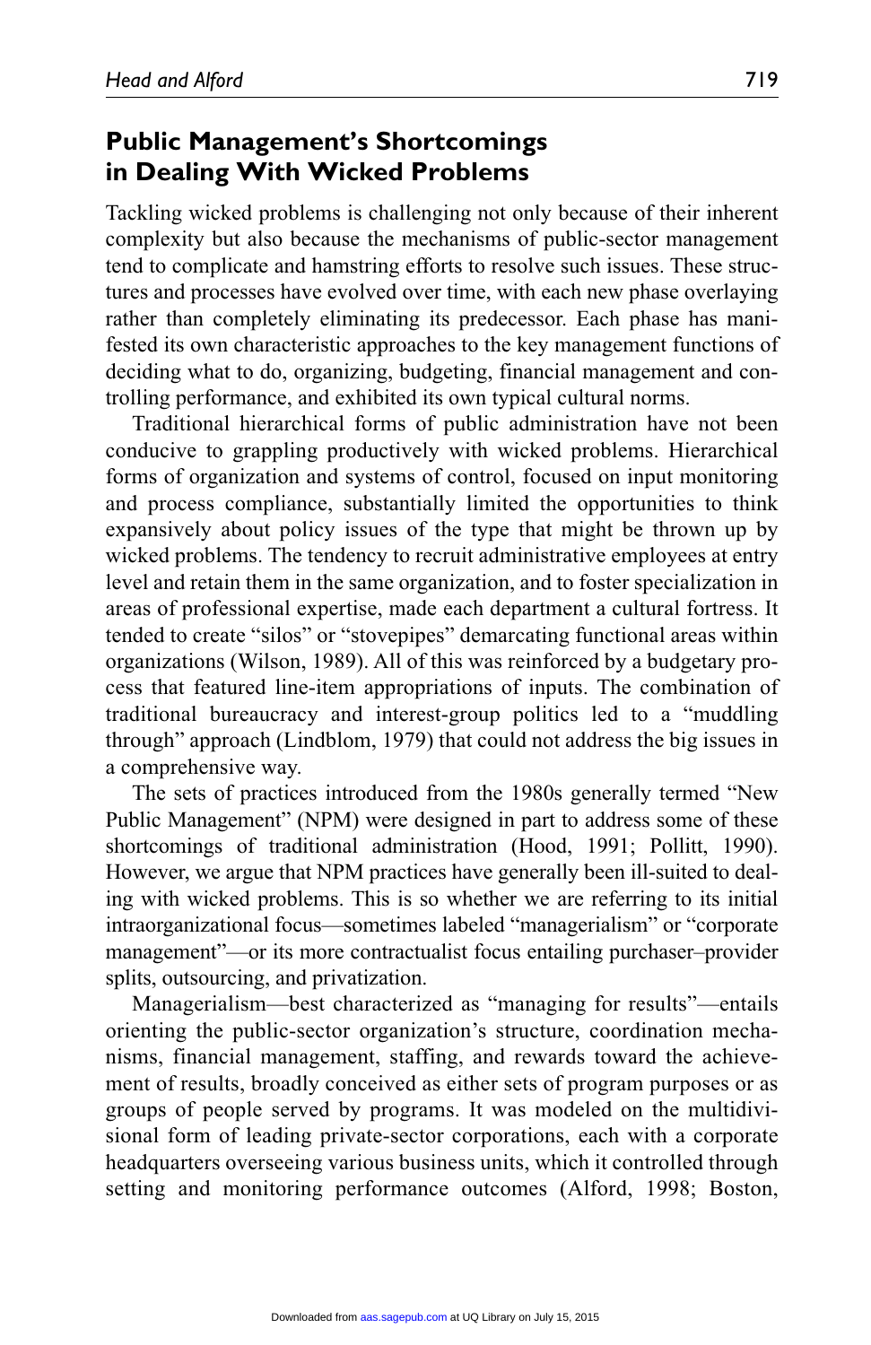## Public Management's Shortcomings in Dealing With Wicked Problems

Tackling wicked problems is challenging not only because of their inherent complexity but also because the mechanisms of public-sector management tend to complicate and hamstring efforts to resolve such issues. These structures and processes have evolved over time, with each new phase overlaying rather than completely eliminating its predecessor. Each phase has manifested its own characteristic approaches to the key management functions of deciding what to do, organizing, budgeting, financial management and controlling performance, and exhibited its own typical cultural norms.

Traditional hierarchical forms of public administration have not been conducive to grappling productively with wicked problems. Hierarchical forms of organization and systems of control, focused on input monitoring and process compliance, substantially limited the opportunities to think expansively about policy issues of the type that might be thrown up by wicked problems. The tendency to recruit administrative employees at entry level and retain them in the same organization, and to foster specialization in areas of professional expertise, made each department a cultural fortress. It tended to create "silos" or "stovepipes" demarcating functional areas within organizations (Wilson, 1989). All of this was reinforced by a budgetary process that featured line-item appropriations of inputs. The combination of traditional bureaucracy and interest-group politics led to a "muddling through" approach (Lindblom, 1979) that could not address the big issues in a comprehensive way.

The sets of practices introduced from the 1980s generally termed "New Public Management" (NPM) were designed in part to address some of these shortcomings of traditional administration (Hood, 1991; Pollitt, 1990). However, we argue that NPM practices have generally been ill-suited to dealing with wicked problems. This is so whether we are referring to its initial intraorganizational focus—sometimes labeled "managerialism" or "corporate management"—or its more contractualist focus entailing purchaser–provider splits, outsourcing, and privatization.

Managerialism—best characterized as "managing for results"—entails orienting the public-sector organization's structure, coordination mechanisms, financial management, staffing, and rewards toward the achievement of results, broadly conceived as either sets of program purposes or as groups of people served by programs. It was modeled on the multidivisional form of leading private-sector corporations, each with a corporate headquarters overseeing various business units, which it controlled through setting and monitoring performance outcomes (Alford, 1998; Boston,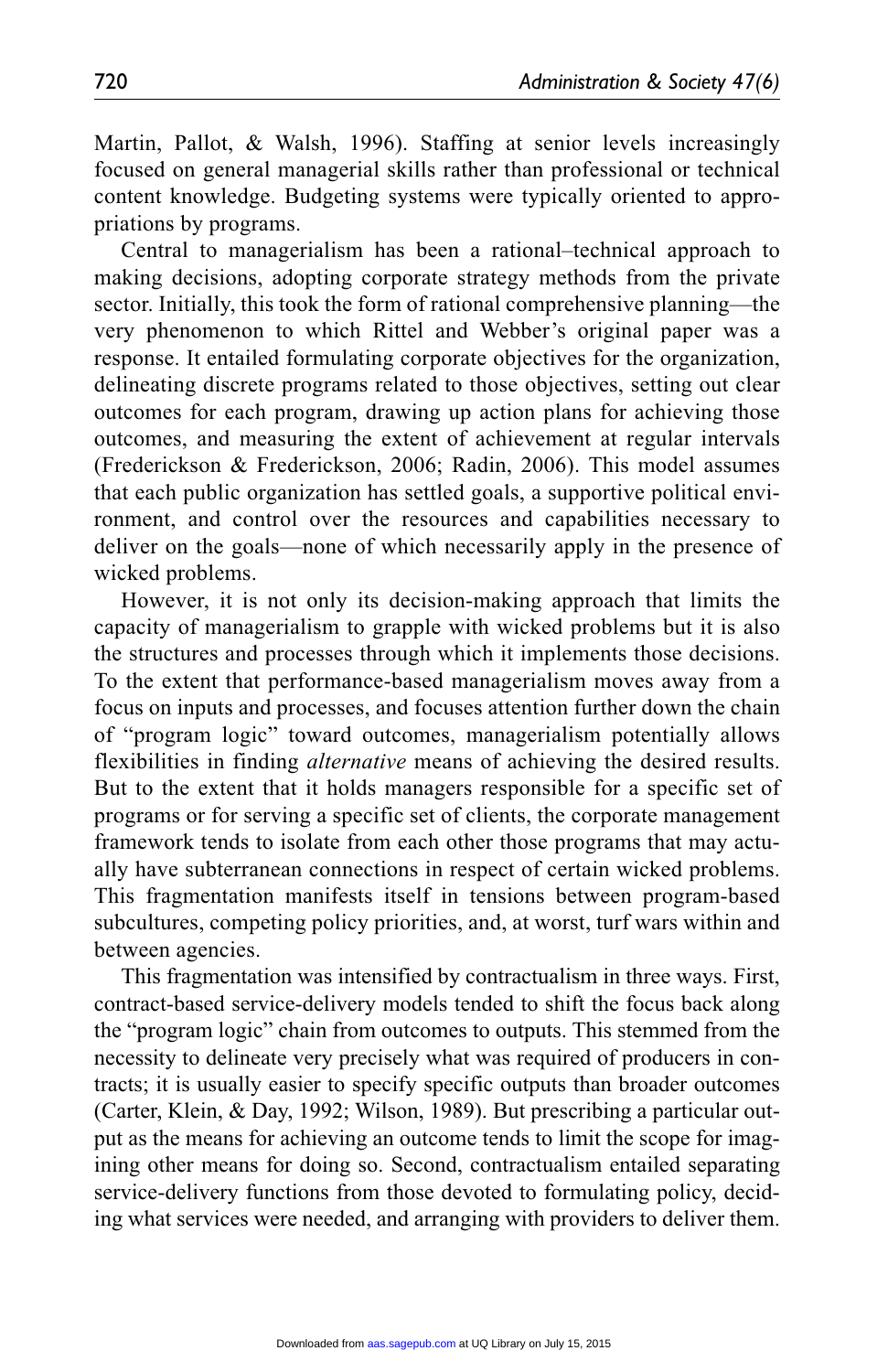Martin, Pallot, & Walsh, 1996). Staffing at senior levels increasingly focused on general managerial skills rather than professional or technical content knowledge. Budgeting systems were typically oriented to appropriations by programs.

Central to managerialism has been a rational–technical approach to making decisions, adopting corporate strategy methods from the private sector. Initially, this took the form of rational comprehensive planning—the very phenomenon to which Rittel and Webber's original paper was a response. It entailed formulating corporate objectives for the organization, delineating discrete programs related to those objectives, setting out clear outcomes for each program, drawing up action plans for achieving those outcomes, and measuring the extent of achievement at regular intervals (Frederickson & Frederickson, 2006; Radin, 2006). This model assumes that each public organization has settled goals, a supportive political environment, and control over the resources and capabilities necessary to deliver on the goals—none of which necessarily apply in the presence of wicked problems.

However, it is not only its decision-making approach that limits the capacity of managerialism to grapple with wicked problems but it is also the structures and processes through which it implements those decisions. To the extent that performance-based managerialism moves away from a focus on inputs and processes, and focuses attention further down the chain of "program logic" toward outcomes, managerialism potentially allows flexibilities in finding *alternative* means of achieving the desired results. But to the extent that it holds managers responsible for a specific set of programs or for serving a specific set of clients, the corporate management framework tends to isolate from each other those programs that may actually have subterranean connections in respect of certain wicked problems. This fragmentation manifests itself in tensions between program-based subcultures, competing policy priorities, and, at worst, turf wars within and between agencies.

This fragmentation was intensified by contractualism in three ways. First, contract-based service-delivery models tended to shift the focus back along the "program logic" chain from outcomes to outputs. This stemmed from the necessity to delineate very precisely what was required of producers in contracts; it is usually easier to specify specific outputs than broader outcomes (Carter, Klein, & Day, 1992; Wilson, 1989). But prescribing a particular output as the means for achieving an outcome tends to limit the scope for imagining other means for doing so. Second, contractualism entailed separating service-delivery functions from those devoted to formulating policy, deciding what services were needed, and arranging with providers to deliver them.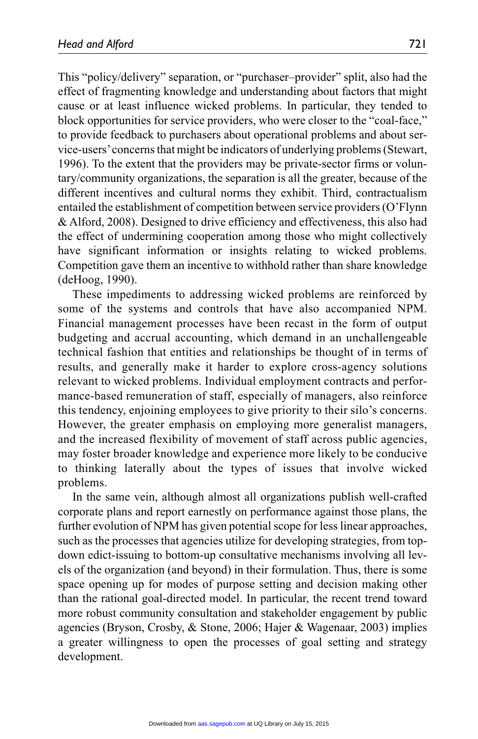This "policy/delivery" separation, or "purchaser–provider" split, also had the effect of fragmenting knowledge and understanding about factors that might cause or at least influence wicked problems. In particular, they tended to block opportunities for service providers, who were closer to the "coal-face," to provide feedback to purchasers about operational problems and about service-users' concerns that might be indicators of underlying problems (Stewart, 1996). To the extent that the providers may be private-sector firms or voluntary/community organizations, the separation is all the greater, because of the different incentives and cultural norms they exhibit. Third, contractualism entailed the establishment of competition between service providers (O'Flynn & Alford, 2008). Designed to drive efficiency and effectiveness, this also had the effect of undermining cooperation among those who might collectively have significant information or insights relating to wicked problems. Competition gave them an incentive to withhold rather than share knowledge (deHoog, 1990).

These impediments to addressing wicked problems are reinforced by some of the systems and controls that have also accompanied NPM. Financial management processes have been recast in the form of output budgeting and accrual accounting, which demand in an unchallengeable technical fashion that entities and relationships be thought of in terms of results, and generally make it harder to explore cross-agency solutions relevant to wicked problems. Individual employment contracts and performance-based remuneration of staff, especially of managers, also reinforce this tendency, enjoining employees to give priority to their silo's concerns. However, the greater emphasis on employing more generalist managers, and the increased flexibility of movement of staff across public agencies, may foster broader knowledge and experience more likely to be conducive to thinking laterally about the types of issues that involve wicked problems.

In the same vein, although almost all organizations publish well-crafted corporate plans and report earnestly on performance against those plans, the further evolution of NPM has given potential scope for less linear approaches, such as the processes that agencies utilize for developing strategies, from top-down edict-issuing to bottom-up consultative mechanisms involving all levels of the organization (and beyond) in their formulation. Thus, there is some space opening up for modes of purpose setting and decision making other than the rational goal-directed model. In particular, the recent trend toward more robust community consultation and stakeholder engagement by public agencies (Bryson, Crosby, & Stone, 2006; Hajer & Wagenaar, 2003) implies a greater willingness to open the processes of goal setting and strategy development.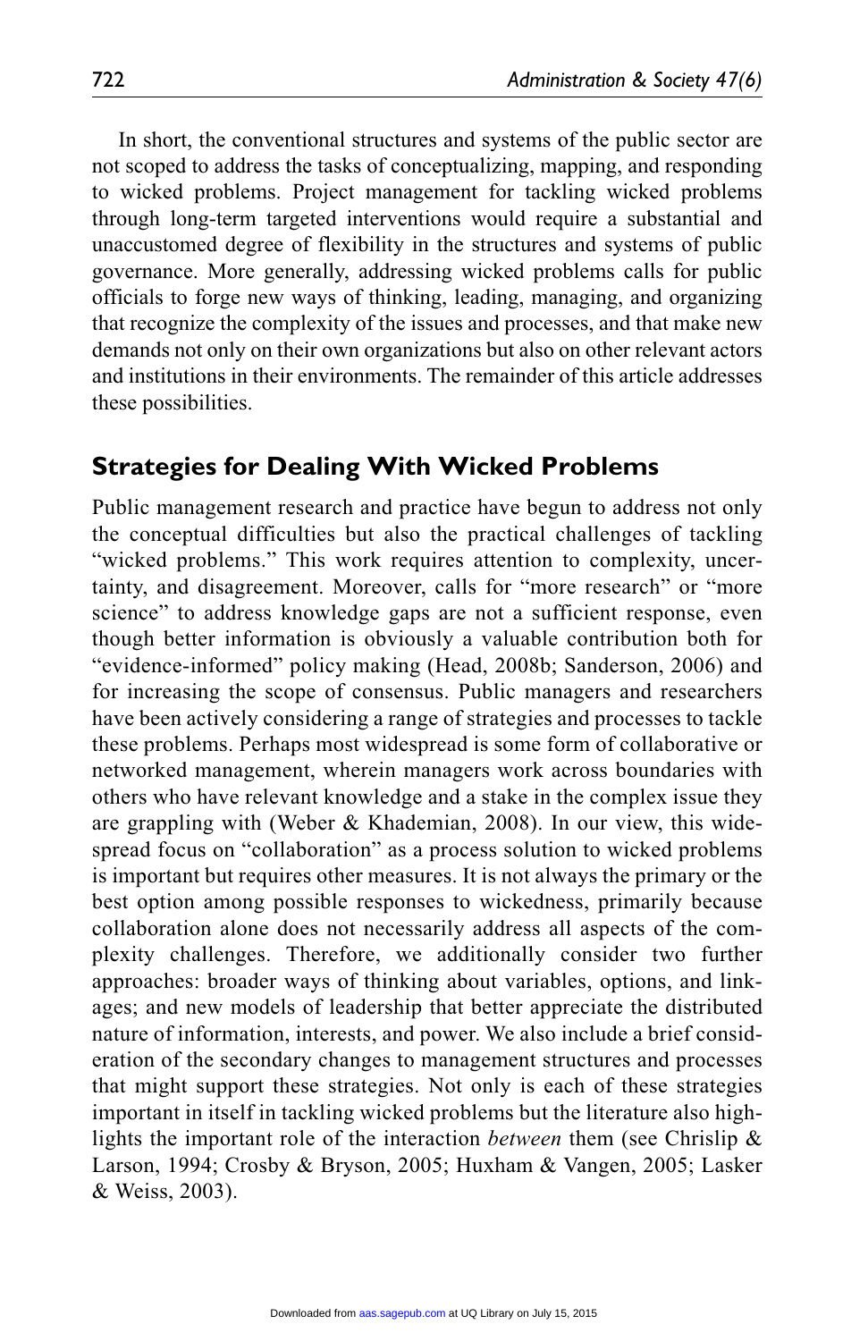In short, the conventional structures and systems of the public sector are not scoped to address the tasks of conceptualizing, mapping, and responding to wicked problems. Project management for tackling wicked problems through long-term targeted interventions would require a substantial and unaccustomed degree of flexibility in the structures and systems of public governance. More generally, addressing wicked problems calls for public officials to forge new ways of thinking, leading, managing, and organizing that recognize the complexity of the issues and processes, and that make new demands not only on their own organizations but also on other relevant actors and institutions in their environments. The remainder of this article addresses these possibilities.

## Strategies for Dealing With Wicked Problems

Public management research and practice have begun to address not only the conceptual difficulties but also the practical challenges of tackling "wicked problems." This work requires attention to complexity, uncertainty, and disagreement. Moreover, calls for "more research" or "more science" to address knowledge gaps are not a sufficient response, even though better information is obviously a valuable contribution both for "evidence-informed" policy making (Head, 2008b; Sanderson, 2006) and for increasing the scope of consensus. Public managers and researchers have been actively considering a range of strategies and processes to tackle these problems. Perhaps most widespread is some form of collaborative or networked management, wherein managers work across boundaries with others who have relevant knowledge and a stake in the complex issue they are grappling with (Weber & Khademian, 2008). In our view, this widespread focus on "collaboration" as a process solution to wicked problems is important but requires other measures. It is not always the primary or the best option among possible responses to wickedness, primarily because collaboration alone does not necessarily address all aspects of the complexity challenges. Therefore, we additionally consider two further approaches: broader ways of thinking about variables, options, and linkages; and new models of leadership that better appreciate the distributed nature of information, interests, and power. We also include a brief consideration of the secondary changes to management structures and processes that might support these strategies. Not only is each of these strategies important in itself in tackling wicked problems but the literature also highlights the important role of the interaction *between* them (see Chrislip & Larson, 1994; Crosby & Bryson, 2005; Huxham & Vangen, 2005; Lasker & Weiss, 2003).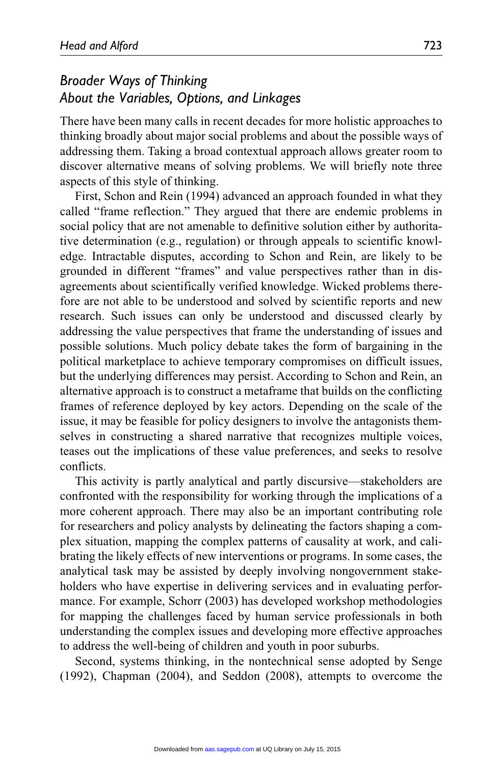## *Broader Ways of Thinking About the Variables, Options, and Linkages*

There have been many calls in recent decades for more holistic approaches to thinking broadly about major social problems and about the possible ways of addressing them. Taking a broad contextual approach allows greater room to discover alternative means of solving problems. We will briefly note three aspects of this style of thinking.

First, Schon and Rein (1994) advanced an approach founded in what they called "frame reflection." They argued that there are endemic problems in social policy that are not amenable to definitive solution either by authoritative determination (e.g., regulation) or through appeals to scientific knowledge. Intractable disputes, according to Schon and Rein, are likely to be grounded in different "frames" and value perspectives rather than in disagreements about scientifically verified knowledge. Wicked problems therefore are not able to be understood and solved by scientific reports and new research. Such issues can only be understood and discussed clearly by addressing the value perspectives that frame the understanding of issues and possible solutions. Much policy debate takes the form of bargaining in the political marketplace to achieve temporary compromises on difficult issues, but the underlying differences may persist. According to Schon and Rein, an alternative approach is to construct a metaframe that builds on the conflicting frames of reference deployed by key actors. Depending on the scale of the issue, it may be feasible for policy designers to involve the antagonists themselves in constructing a shared narrative that recognizes multiple voices, teases out the implications of these value preferences, and seeks to resolve conflicts.

This activity is partly analytical and partly discursive—stakeholders are confronted with the responsibility for working through the implications of a more coherent approach. There may also be an important contributing role for researchers and policy analysts by delineating the factors shaping a complex situation, mapping the complex patterns of causality at work, and calibrating the likely effects of new interventions or programs. In some cases, the analytical task may be assisted by deeply involving nongovernment stakeholders who have expertise in delivering services and in evaluating performance. For example, Schorr (2003) has developed workshop methodologies for mapping the challenges faced by human service professionals in both understanding the complex issues and developing more effective approaches to address the well-being of children and youth in poor suburbs.

Second, systems thinking, in the nontechnical sense adopted by Senge (1992), Chapman (2004), and Seddon (2008), attempts to overcome the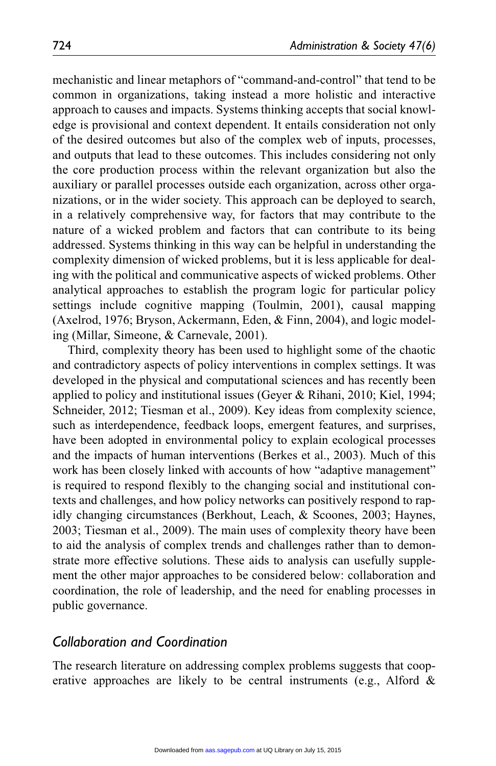mechanistic and linear metaphors of "command-and-control" that tend to be common in organizations, taking instead a more holistic and interactive approach to causes and impacts. Systems thinking accepts that social knowledge is provisional and context dependent. It entails consideration not only of the desired outcomes but also of the complex web of inputs, processes, and outputs that lead to these outcomes. This includes considering not only the core production process within the relevant organization but also the auxiliary or parallel processes outside each organization, across other organizations, or in the wider society. This approach can be deployed to search, in a relatively comprehensive way, for factors that may contribute to the nature of a wicked problem and factors that can contribute to its being addressed. Systems thinking in this way can be helpful in understanding the complexity dimension of wicked problems, but it is less applicable for dealing with the political and communicative aspects of wicked problems. Other analytical approaches to establish the program logic for particular policy settings include cognitive mapping (Toulmin, 2001), causal mapping (Axelrod, 1976; Bryson, Ackermann, Eden, & Finn, 2004), and logic modeling (Millar, Simeone, & Carnevale, 2001).

Third, complexity theory has been used to highlight some of the chaotic and contradictory aspects of policy interventions in complex settings. It was developed in the physical and computational sciences and has recently been applied to policy and institutional issues (Geyer & Rihani, 2010; Kiel, 1994; Schneider, 2012; Tiesman et al., 2009). Key ideas from complexity science, such as interdependence, feedback loops, emergent features, and surprises, have been adopted in environmental policy to explain ecological processes and the impacts of human interventions (Berkes et al., 2003). Much of this work has been closely linked with accounts of how "adaptive management" is required to respond flexibly to the changing social and institutional contexts and challenges, and how policy networks can positively respond to rapidly changing circumstances (Berkhout, Leach, & Scoones, 2003; Haynes, 2003; Tiesman et al., 2009). The main uses of complexity theory have been to aid the analysis of complex trends and challenges rather than to demonstrate more effective solutions. These aids to analysis can usefully supplement the other major approaches to be considered below: collaboration and coordination, the role of leadership, and the need for enabling processes in public governance.

## *Collaboration and Coordination*

The research literature on addressing complex problems suggests that cooperative approaches are likely to be central instruments (e.g., Alford &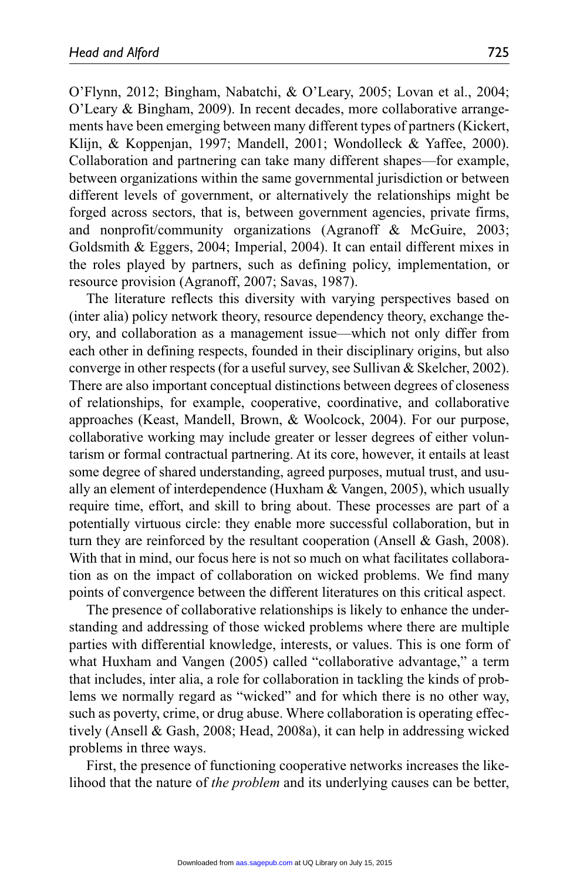O'Flynn, 2012; Bingham, Nabatchi, & O'Leary, 2005; Lovan et al., 2004; O'Leary & Bingham, 2009). In recent decades, more collaborative arrangements have been emerging between many different types of partners (Kickert, Klijn, & Koppenjan, 1997; Mandell, 2001; Wondolleck & Yaffee, 2000). Collaboration and partnering can take many different shapes—for example, between organizations within the same governmental jurisdiction or between different levels of government, or alternatively the relationships might be forged across sectors, that is, between government agencies, private firms, and nonprofit/community organizations (Agranoff & McGuire, 2003; Goldsmith & Eggers, 2004; Imperial, 2004). It can entail different mixes in the roles played by partners, such as defining policy, implementation, or resource provision (Agranoff, 2007; Savas, 1987).

The literature reflects this diversity with varying perspectives based on (inter alia) policy network theory, resource dependency theory, exchange theory, and collaboration as a management issue—which not only differ from each other in defining respects, founded in their disciplinary origins, but also converge in other respects (for a useful survey, see Sullivan & Skelcher, 2002). There are also important conceptual distinctions between degrees of closeness of relationships, for example, cooperative, coordinative, and collaborative approaches (Keast, Mandell, Brown, & Woolcock, 2004). For our purpose, collaborative working may include greater or lesser degrees of either voluntarism or formal contractual partnering. At its core, however, it entails at least some degree of shared understanding, agreed purposes, mutual trust, and usually an element of interdependence (Huxham & Vangen, 2005), which usually require time, effort, and skill to bring about. These processes are part of a potentially virtuous circle: they enable more successful collaboration, but in turn they are reinforced by the resultant cooperation (Ansell & Gash, 2008). With that in mind, our focus here is not so much on what facilitates collaboration as on the impact of collaboration on wicked problems. We find many points of convergence between the different literatures on this critical aspect.

The presence of collaborative relationships is likely to enhance the understanding and addressing of those wicked problems where there are multiple parties with differential knowledge, interests, or values. This is one form of what Huxham and Vangen (2005) called "collaborative advantage," a term that includes, inter alia, a role for collaboration in tackling the kinds of problems we normally regard as "wicked" and for which there is no other way, such as poverty, crime, or drug abuse. Where collaboration is operating effectively (Ansell & Gash, 2008; Head, 2008a), it can help in addressing wicked problems in three ways.

First, the presence of functioning cooperative networks increases the likelihood that the nature of *the problem* and its underlying causes can be better,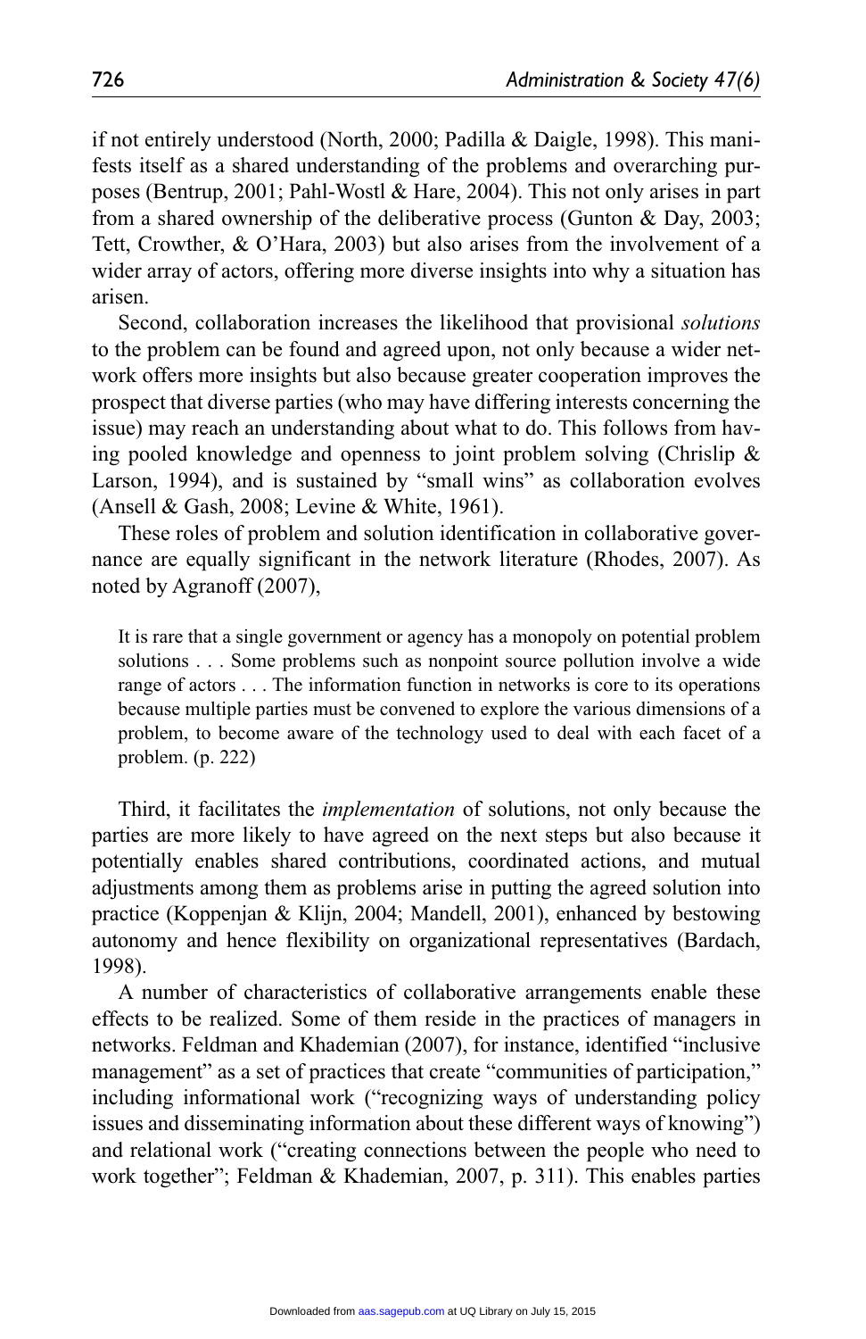if not entirely understood (North, 2000; Padilla & Daigle, 1998). This manifests itself as a shared understanding of the problems and overarching purposes (Bentrup, 2001; Pahl-Wostl & Hare, 2004). This not only arises in part from a shared ownership of the deliberative process (Gunton & Day, 2003; Tett, Crowther, & O'Hara, 2003) but also arises from the involvement of a wider array of actors, offering more diverse insights into why a situation has arisen.

Second, collaboration increases the likelihood that provisional *solutions* to the problem can be found and agreed upon, not only because a wider network offers more insights but also because greater cooperation improves the prospect that diverse parties (who may have differing interests concerning the issue) may reach an understanding about what to do. This follows from having pooled knowledge and openness to joint problem solving (Chrislip & Larson, 1994), and is sustained by "small wins" as collaboration evolves (Ansell & Gash, 2008; Levine & White, 1961).

These roles of problem and solution identification in collaborative governance are equally significant in the network literature (Rhodes, 2007). As noted by Agranoff (2007),

> It is rare that a single government or agency has a monopoly on potential problem solutions . . . Some problems such as nonpoint source pollution involve a wide range of actors . . . The information function in networks is core to its operations because multiple parties must be convened to explore the various dimensions of a problem, to become aware of the technology used to deal with each facet of a problem. (p. 222)

Third, it facilitates the *implementation* of solutions, not only because the parties are more likely to have agreed on the next steps but also because it potentially enables shared contributions, coordinated actions, and mutual adjustments among them as problems arise in putting the agreed solution into practice (Koppenjan & Klijn, 2004; Mandell, 2001), enhanced by bestowing autonomy and hence flexibility on organizational representatives (Bardach, 1998).

A number of characteristics of collaborative arrangements enable these effects to be realized. Some of them reside in the practices of managers in networks. Feldman and Khademian (2007), for instance, identified "inclusive management" as a set of practices that create "communities of participation," including informational work ("recognizing ways of understanding policy issues and disseminating information about these different ways of knowing") and relational work ("creating connections between the people who need to work together"; Feldman & Khademian, 2007, p. 311). This enables parties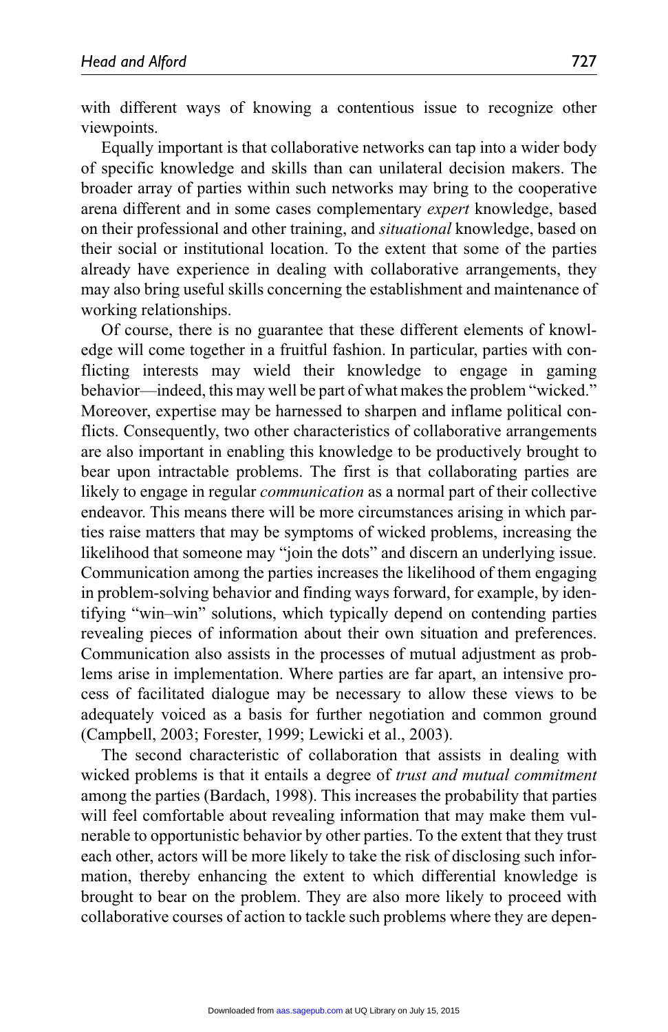with different ways of knowing a contentious issue to recognize other viewpoints.

Equally important is that collaborative networks can tap into a wider body of specific knowledge and skills than can unilateral decision makers. The broader array of parties within such networks may bring to the cooperative arena different and in some cases complementary *expert* knowledge, based on their professional and other training, and *situational* knowledge, based on their social or institutional location. To the extent that some of the parties already have experience in dealing with collaborative arrangements, they may also bring useful skills concerning the establishment and maintenance of working relationships.

Of course, there is no guarantee that these different elements of knowledge will come together in a fruitful fashion. In particular, parties with conflicting interests may wield their knowledge to engage in gaming behavior—indeed, this may well be part of what makes the problem "wicked." Moreover, expertise may be harnessed to sharpen and inflame political conflicts. Consequently, two other characteristics of collaborative arrangements are also important in enabling this knowledge to be productively brought to bear upon intractable problems. The first is that collaborating parties are likely to engage in regular *communication* as a normal part of their collective endeavor. This means there will be more circumstances arising in which parties raise matters that may be symptoms of wicked problems, increasing the likelihood that someone may "join the dots" and discern an underlying issue. Communication among the parties increases the likelihood of them engaging in problem-solving behavior and finding ways forward, for example, by identifying "win–win" solutions, which typically depend on contending parties revealing pieces of information about their own situation and preferences. Communication also assists in the processes of mutual adjustment as problems arise in implementation. Where parties are far apart, an intensive process of facilitated dialogue may be necessary to allow these views to be adequately voiced as a basis for further negotiation and common ground (Campbell, 2003; Forester, 1999; Lewicki et al., 2003).

The second characteristic of collaboration that assists in dealing with wicked problems is that it entails a degree of *trust and mutual commitment* among the parties (Bardach, 1998). This increases the probability that parties will feel comfortable about revealing information that may make them vulnerable to opportunistic behavior by other parties. To the extent that they trust each other, actors will be more likely to take the risk of disclosing such information, thereby enhancing the extent to which differential knowledge is brought to bear on the problem. They are also more likely to proceed with collaborative courses of action to tackle such problems where they are depen-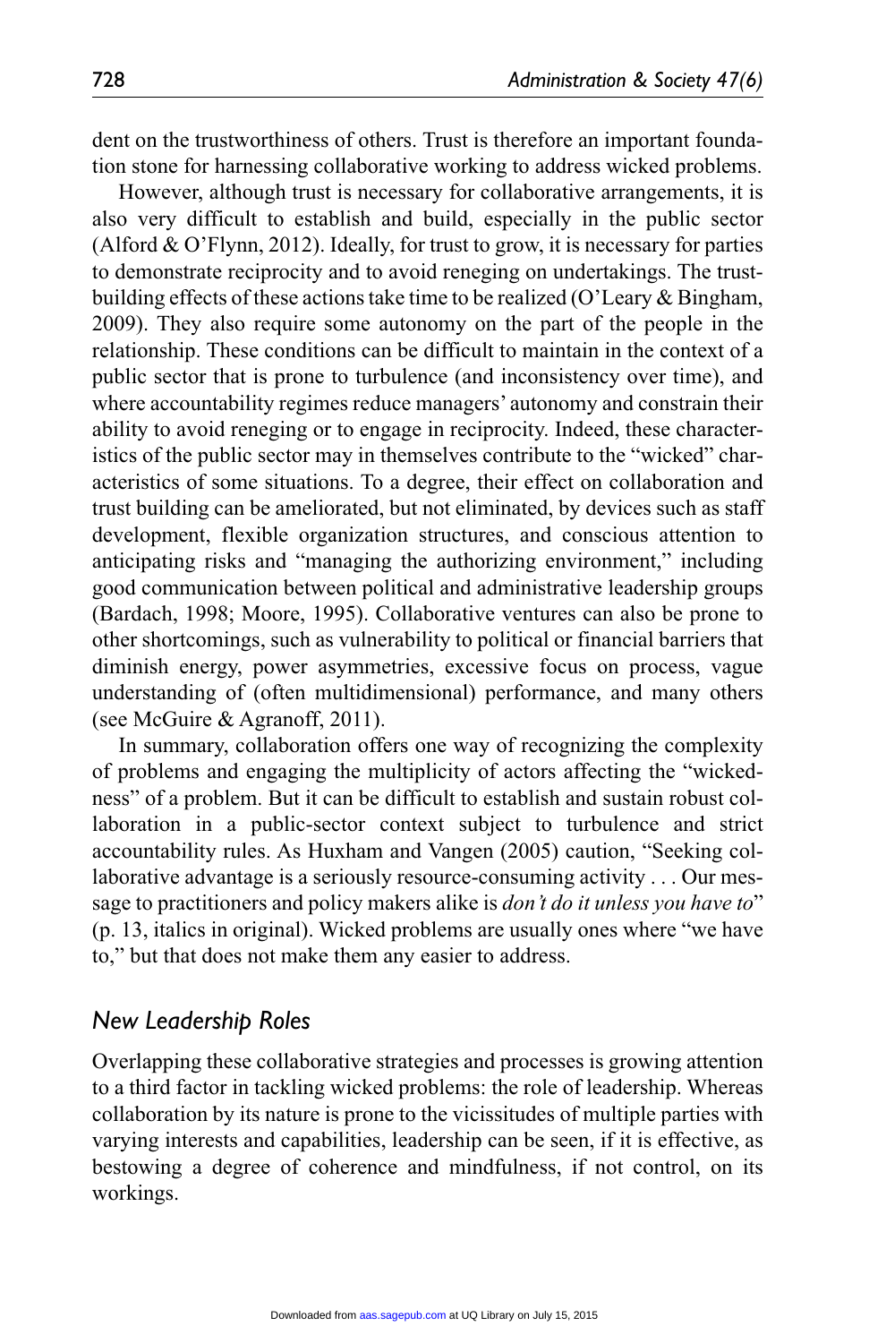dent on the trustworthiness of others. Trust is therefore an important foundation stone for harnessing collaborative working to address wicked problems.

However, although trust is necessary for collaborative arrangements, it is also very difficult to establish and build, especially in the public sector (Alford & O'Flynn, 2012). Ideally, for trust to grow, it is necessary for parties to demonstrate reciprocity and to avoid reneging on undertakings. The trust-building effects of these actions take time to be realized (O'Leary & Bingham, 2009). They also require some autonomy on the part of the people in the relationship. These conditions can be difficult to maintain in the context of a public sector that is prone to turbulence (and inconsistency over time), and where accountability regimes reduce managers' autonomy and constrain their ability to avoid reneging or to engage in reciprocity. Indeed, these characteristics of the public sector may in themselves contribute to the "wicked" characteristics of some situations. To a degree, their effect on collaboration and trust building can be ameliorated, but not eliminated, by devices such as staff development, flexible organization structures, and conscious attention to anticipating risks and "managing the authorizing environment," including good communication between political and administrative leadership groups (Bardach, 1998; Moore, 1995). Collaborative ventures can also be prone to other shortcomings, such as vulnerability to political or financial barriers that diminish energy, power asymmetries, excessive focus on process, vague understanding of (often multidimensional) performance, and many others (see McGuire & Agranoff, 2011).

In summary, collaboration offers one way of recognizing the complexity of problems and engaging the multiplicity of actors affecting the "wickedness" of a problem. But it can be difficult to establish and sustain robust collaboration in a public-sector context subject to turbulence and strict accountability rules. As Huxham and Vangen (2005) caution, "Seeking collaborative advantage is a seriously resource-consuming activity . . . Our message to practitioners and policy makers alike is *don't do it unless you have to*" (p. 13, italics in original). Wicked problems are usually ones where "we have to," but that does not make them any easier to address.

## *New Leadership Roles*

Overlapping these collaborative strategies and processes is growing attention to a third factor in tackling wicked problems: the role of leadership. Whereas collaboration by its nature is prone to the vicissitudes of multiple parties with varying interests and capabilities, leadership can be seen, if it is effective, as bestowing a degree of coherence and mindfulness, if not control, on its workings.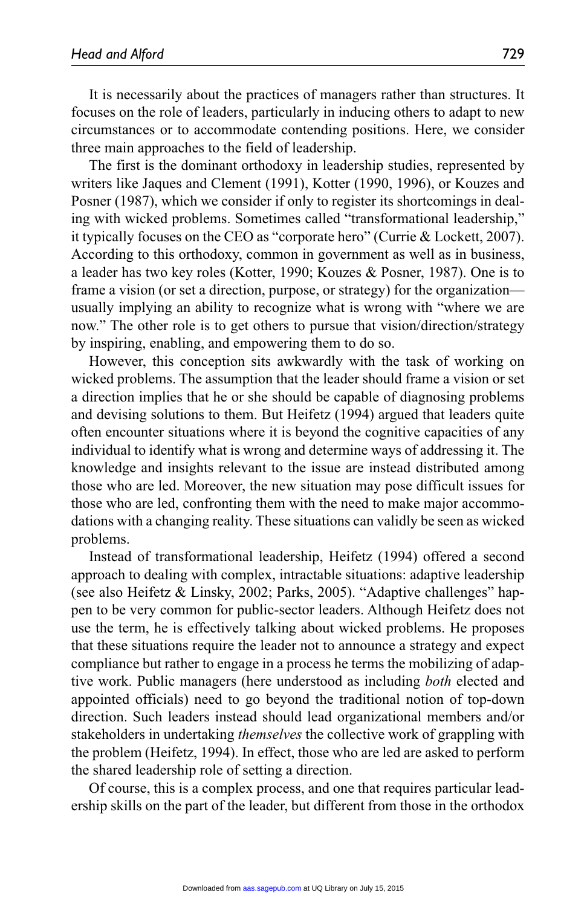It is necessarily about the practices of managers rather than structures. It focuses on the role of leaders, particularly in inducing others to adapt to new circumstances or to accommodate contending positions. Here, we consider three main approaches to the field of leadership.

The first is the dominant orthodoxy in leadership studies, represented by writers like Jaques and Clement (1991), Kotter (1990, 1996), or Kouzes and Posner (1987), which we consider if only to register its shortcomings in dealing with wicked problems. Sometimes called "transformational leadership," it typically focuses on the CEO as "corporate hero" (Currie & Lockett, 2007). According to this orthodoxy, common in government as well as in business, a leader has two key roles (Kotter, 1990; Kouzes & Posner, 1987). One is to frame a vision (or set a direction, purpose, or strategy) for the organization—usually implying an ability to recognize what is wrong with "where we are now." The other role is to get others to pursue that vision/direction/strategy by inspiring, enabling, and empowering them to do so.

However, this conception sits awkwardly with the task of working on wicked problems. The assumption that the leader should frame a vision or set a direction implies that he or she should be capable of diagnosing problems and devising solutions to them. But Heifetz (1994) argued that leaders quite often encounter situations where it is beyond the cognitive capacities of any individual to identify what is wrong and determine ways of addressing it. The knowledge and insights relevant to the issue are instead distributed among those who are led. Moreover, the new situation may pose difficult issues for those who are led, confronting them with the need to make major accommodations with a changing reality. These situations can validly be seen as wicked problems.

Instead of transformational leadership, Heifetz (1994) offered a second approach to dealing with complex, intractable situations: adaptive leadership (see also Heifetz & Linsky, 2002; Parks, 2005). "Adaptive challenges" happen to be very common for public-sector leaders. Although Heifetz does not use the term, he is effectively talking about wicked problems. He proposes that these situations require the leader not to announce a strategy and expect compliance but rather to engage in a process he terms the mobilizing of adaptive work. Public managers (here understood as including *both* elected and appointed officials) need to go beyond the traditional notion of top-down direction. Such leaders instead should lead organizational members and/or stakeholders in undertaking *themselves* the collective work of grappling with the problem (Heifetz, 1994). In effect, those who are led are asked to perform the shared leadership role of setting a direction.

Of course, this is a complex process, and one that requires particular leadership skills on the part of the leader, but different from those in the orthodox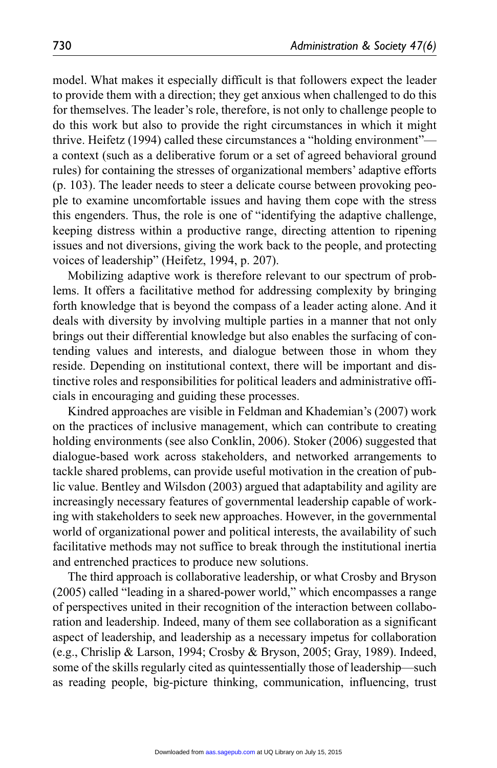model. What makes it especially difficult is that followers expect the leader to provide them with a direction; they get anxious when challenged to do this for themselves. The leader's role, therefore, is not only to challenge people to do this work but also to provide the right circumstances in which it might thrive. Heifetz (1994) called these circumstances a "holding environment"—a context (such as a deliberative forum or a set of agreed behavioral ground rules) for containing the stresses of organizational members' adaptive efforts (p. 103). The leader needs to steer a delicate course between provoking people to examine uncomfortable issues and having them cope with the stress this engenders. Thus, the role is one of "identifying the adaptive challenge, keeping distress within a productive range, directing attention to ripening issues and not diversions, giving the work back to the people, and protecting voices of leadership" (Heifetz, 1994, p. 207).

Mobilizing adaptive work is therefore relevant to our spectrum of problems. It offers a facilitative method for addressing complexity by bringing forth knowledge that is beyond the compass of a leader acting alone. And it deals with diversity by involving multiple parties in a manner that not only brings out their differential knowledge but also enables the surfacing of contending values and interests, and dialogue between those in whom they reside. Depending on institutional context, there will be important and distinctive roles and responsibilities for political leaders and administrative officials in encouraging and guiding these processes.

Kindred approaches are visible in Feldman and Khademian's (2007) work on the practices of inclusive management, which can contribute to creating holding environments (see also Conklin, 2006). Stoker (2006) suggested that dialogue-based work across stakeholders, and networked arrangements to tackle shared problems, can provide useful motivation in the creation of public value. Bentley and Wilsdon (2003) argued that adaptability and agility are increasingly necessary features of governmental leadership capable of working with stakeholders to seek new approaches. However, in the governmental world of organizational power and political interests, the availability of such facilitative methods may not suffice to break through the institutional inertia and entrenched practices to produce new solutions.

The third approach is collaborative leadership, or what Crosby and Bryson (2005) called "leading in a shared-power world," which encompasses a range of perspectives united in their recognition of the interaction between collaboration and leadership. Indeed, many of them see collaboration as a significant aspect of leadership, and leadership as a necessary impetus for collaboration (e.g., Chrislip & Larson, 1994; Crosby & Bryson, 2005; Gray, 1989). Indeed, some of the skills regularly cited as quintessentially those of leadership—such as reading people, big-picture thinking, communication, influencing, trust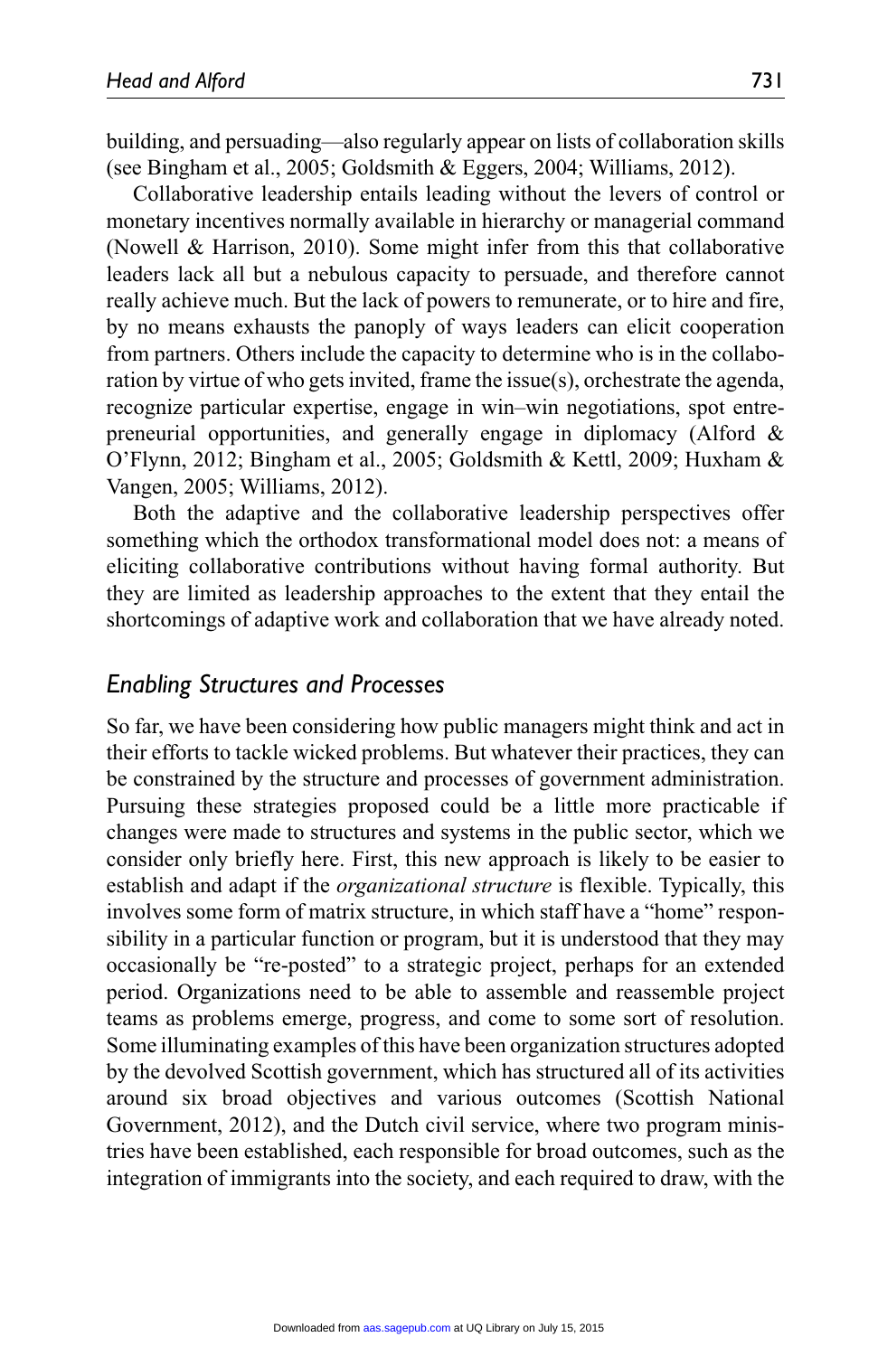building, and persuading—also regularly appear on lists of collaboration skills (see Bingham et al., 2005; Goldsmith & Eggers, 2004; Williams, 2012).

Collaborative leadership entails leading without the levers of control or monetary incentives normally available in hierarchy or managerial command (Nowell & Harrison, 2010). Some might infer from this that collaborative leaders lack all but a nebulous capacity to persuade, and therefore cannot really achieve much. But the lack of powers to remunerate, or to hire and fire, by no means exhausts the panoply of ways leaders can elicit cooperation from partners. Others include the capacity to determine who is in the collaboration by virtue of who gets invited, frame the issue(s), orchestrate the agenda, recognize particular expertise, engage in win–win negotiations, spot entrepreneurial opportunities, and generally engage in diplomacy (Alford & O'Flynn, 2012; Bingham et al., 2005; Goldsmith & Kettl, 2009; Huxham & Vangen, 2005; Williams, 2012).

Both the adaptive and the collaborative leadership perspectives offer something which the orthodox transformational model does not: a means of eliciting collaborative contributions without having formal authority. But they are limited as leadership approaches to the extent that they entail the shortcomings of adaptive work and collaboration that we have already noted.

## *Enabling Structures and Processes*

So far, we have been considering how public managers might think and act in their efforts to tackle wicked problems. But whatever their practices, they can be constrained by the structure and processes of government administration. Pursuing these strategies proposed could be a little more practicable if changes were made to structures and systems in the public sector, which we consider only briefly here. First, this new approach is likely to be easier to establish and adapt if the *organizational structure* is flexible. Typically, this involves some form of matrix structure, in which staff have a "home" responsibility in a particular function or program, but it is understood that they may occasionally be "re-posted" to a strategic project, perhaps for an extended period. Organizations need to be able to assemble and reassemble project teams as problems emerge, progress, and come to some sort of resolution. Some illuminating examples of this have been organization structures adopted by the devolved Scottish government, which has structured all of its activities around six broad objectives and various outcomes (Scottish National Government, 2012), and the Dutch civil service, where two program ministries have been established, each responsible for broad outcomes, such as the integration of immigrants into the society, and each required to draw, with the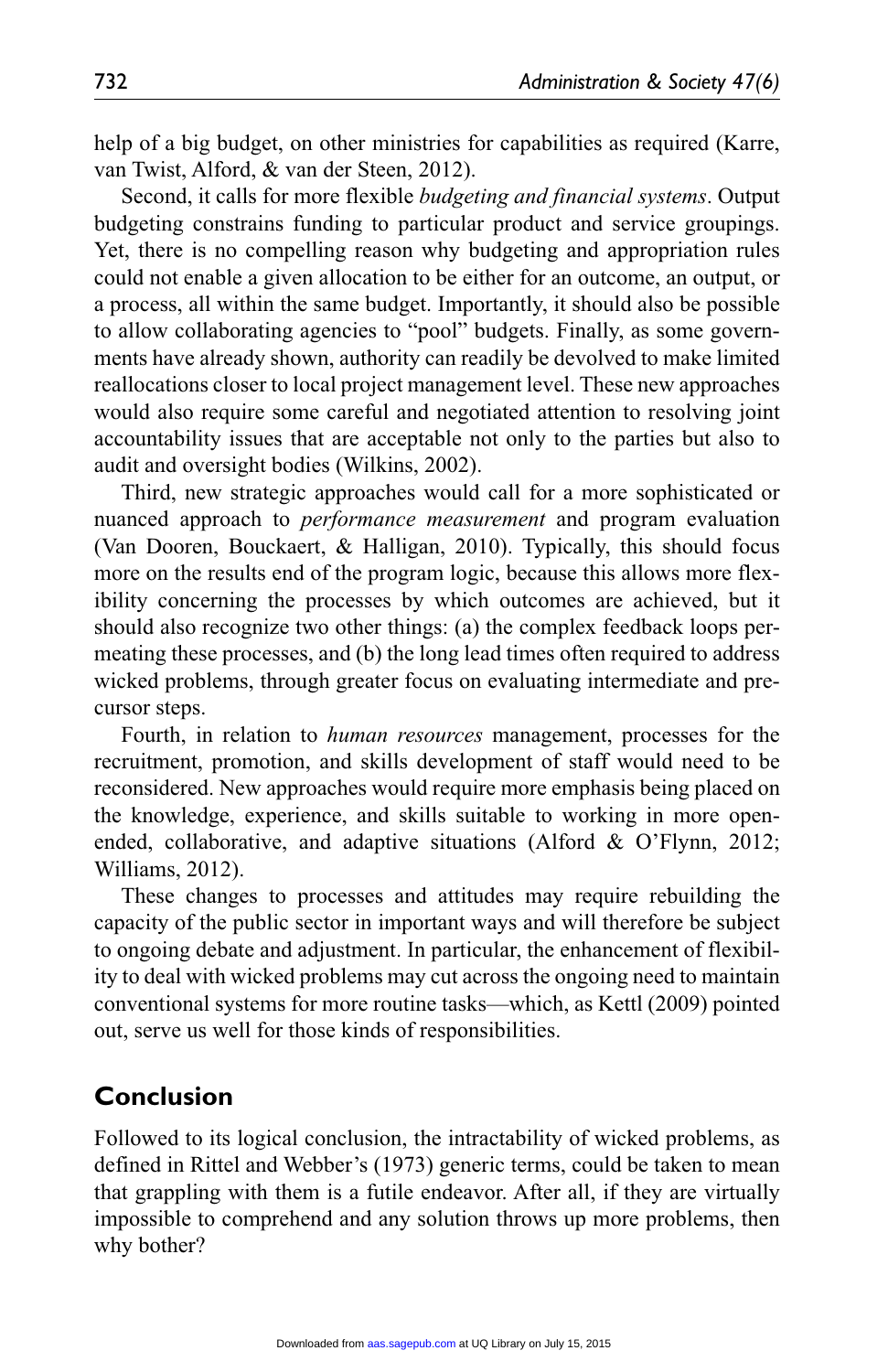help of a big budget, on other ministries for capabilities as required (Karre, van Twist, Alford, & van der Steen, 2012).

Second, it calls for more flexible *budgeting and financial systems*. Output budgeting constrains funding to particular product and service groupings. Yet, there is no compelling reason why budgeting and appropriation rules could not enable a given allocation to be either for an outcome, an output, or a process, all within the same budget. Importantly, it should also be possible to allow collaborating agencies to "pool" budgets. Finally, as some governments have already shown, authority can readily be devolved to make limited reallocations closer to local project management level. These new approaches would also require some careful and negotiated attention to resolving joint accountability issues that are acceptable not only to the parties but also to audit and oversight bodies (Wilkins, 2002).

Third, new strategic approaches would call for a more sophisticated or nuanced approach to *performance measurement* and program evaluation (Van Dooren, Bouckaert, & Halligan, 2010). Typically, this should focus more on the results end of the program logic, because this allows more flexibility concerning the processes by which outcomes are achieved, but it should also recognize two other things: (a) the complex feedback loops permeating these processes, and (b) the long lead times often required to address wicked problems, through greater focus on evaluating intermediate and precursor steps.

Fourth, in relation to *human resources* management, processes for the recruitment, promotion, and skills development of staff would need to be reconsidered. New approaches would require more emphasis being placed on the knowledge, experience, and skills suitable to working in more open-ended, collaborative, and adaptive situations (Alford & O'Flynn, 2012; Williams, 2012).

These changes to processes and attitudes may require rebuilding the capacity of the public sector in important ways and will therefore be subject to ongoing debate and adjustment. In particular, the enhancement of flexibility to deal with wicked problems may cut across the ongoing need to maintain conventional systems for more routine tasks—which, as Kettl (2009) pointed out, serve us well for those kinds of responsibilities.

## Conclusion

Followed to its logical conclusion, the intractability of wicked problems, as defined in Rittel and Webber's (1973) generic terms, could be taken to mean that grappling with them is a futile endeavor. After all, if they are virtually impossible to comprehend and any solution throws up more problems, then why bother?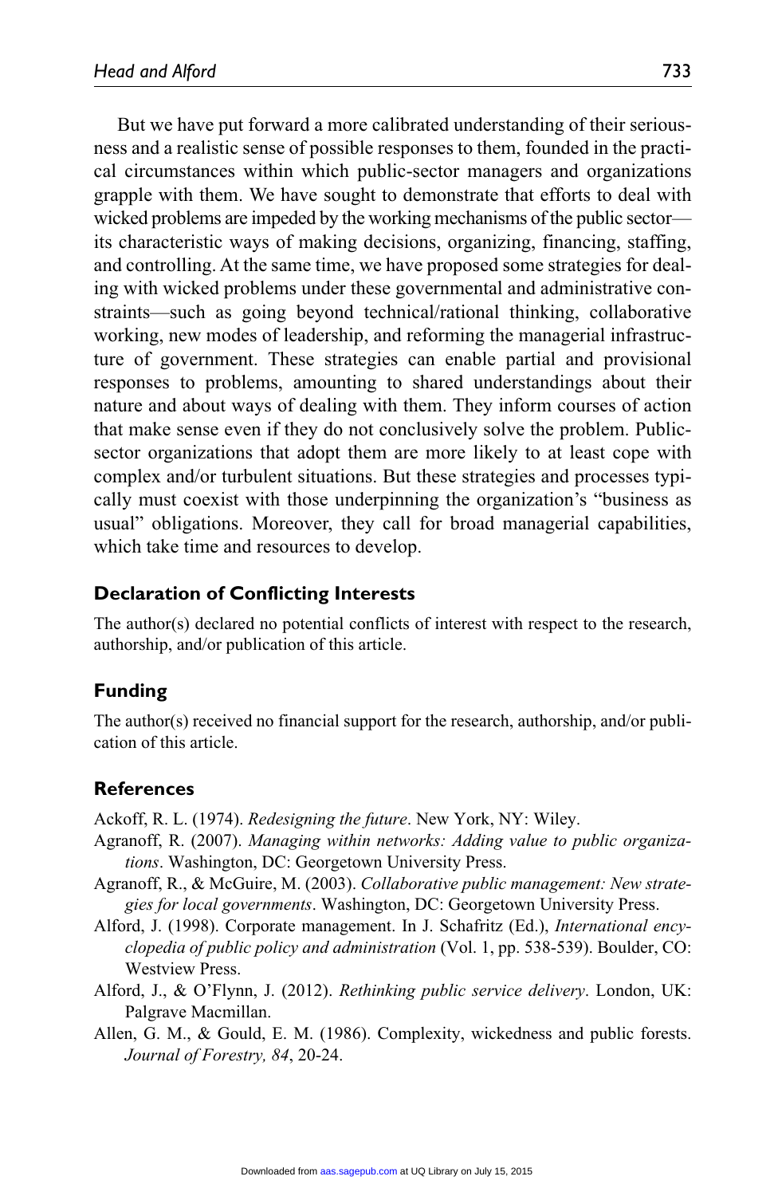But we have put forward a more calibrated understanding of their seriousness and a realistic sense of possible responses to them, founded in the practical circumstances within which public-sector managers and organizations grapple with them. We have sought to demonstrate that efforts to deal with wicked problems are impeded by the working mechanisms of the public sector—its characteristic ways of making decisions, organizing, financing, staffing, and controlling. At the same time, we have proposed some strategies for dealing with wicked problems under these governmental and administrative constraints—such as going beyond technical/rational thinking, collaborative working, new modes of leadership, and reforming the managerial infrastructure of government. These strategies can enable partial and provisional responses to problems, amounting to shared understandings about their nature and about ways of dealing with them. They inform courses of action that make sense even if they do not conclusively solve the problem. Public-sector organizations that adopt them are more likely to at least cope with complex and/or turbulent situations. But these strategies and processes typically must coexist with those underpinning the organization's "business as usual" obligations. Moreover, they call for broad managerial capabilities, which take time and resources to develop.

## Declaration of Conflicting Interests

The author(s) declared no potential conflicts of interest with respect to the research, authorship, and/or publication of this article.

## Funding

The author(s) received no financial support for the research, authorship, and/or publication of this article.

## References

Ackoff, R. L. (1974). *Redesigning the future*. New York, NY: Wiley.

Agranoff, R. (2007). *Managing within networks: Adding value to public organizations*. Washington, DC: Georgetown University Press.

Agranoff, R., & McGuire, M. (2003). *Collaborative public management: New strategies for local governments*. Washington, DC: Georgetown University Press.

Alford, J. (1998). Corporate management. In J. Schafritz (Ed.), *International encyclopedia of public policy and administration* (Vol. 1, pp. 538-539). Boulder, CO: Westview Press.

Alford, J., & O'Flynn, J. (2012). *Rethinking public service delivery*. London, UK: Palgrave Macmillan.

Allen, G. M., & Gould, E. M. (1986). Complexity, wickedness and public forests. *Journal of Forestry, 84*, 20-24.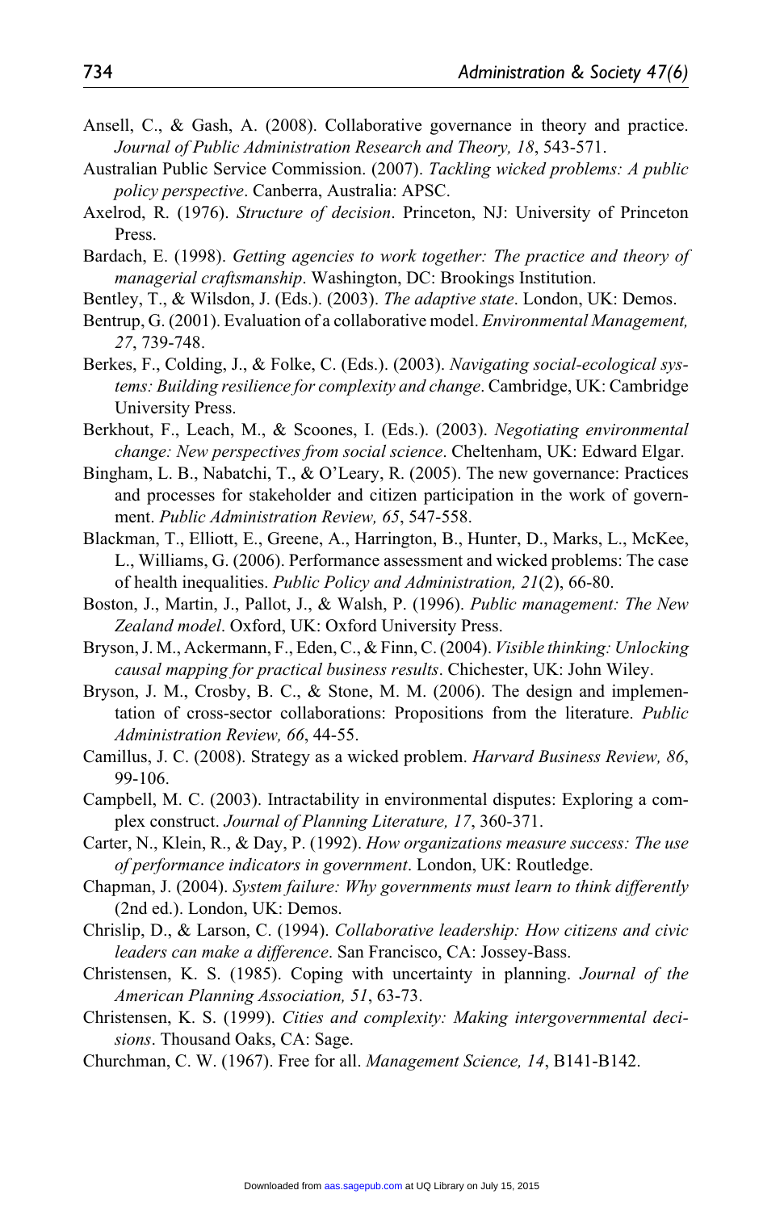Ansell, C., & Gash, A. (2008). Collaborative governance in theory and practice. *Journal of Public Administration Research and Theory, 18*, 543-571.

Australian Public Service Commission. (2007). *Tackling wicked problems: A public policy perspective*. Canberra, Australia: APSC.

Axelrod, R. (1976). *Structure of decision*. Princeton, NJ: University of Princeton Press.

Bardach, E. (1998). *Getting agencies to work together: The practice and theory of managerial craftsmanship*. Washington, DC: Brookings Institution.

Bentley, T., & Wilsdon, J. (Eds.). (2003). *The adaptive state*. London, UK: Demos.

Bentrup, G. (2001). Evaluation of a collaborative model. *Environmental Management, 27*, 739-748.

Berkes, F., Colding, J., & Folke, C. (Eds.). (2003). *Navigating social-ecological systems: Building resilience for complexity and change*. Cambridge, UK: Cambridge University Press.

Berkhout, F., Leach, M., & Scoones, I. (Eds.). (2003). *Negotiating environmental change: New perspectives from social science*. Cheltenham, UK: Edward Elgar.

Bingham, L. B., Nabatchi, T., & O'Leary, R. (2005). The new governance: Practices and processes for stakeholder and citizen participation in the work of government. *Public Administration Review, 65*, 547-558.

Blackman, T., Elliott, E., Greene, A., Harrington, B., Hunter, D., Marks, L., McKee, L., Williams, G. (2006). Performance assessment and wicked problems: The case of health inequalities. *Public Policy and Administration, 21*(2), 66-80.

Boston, J., Martin, J., Pallot, J., & Walsh, P. (1996). *Public management: The New Zealand model*. Oxford, UK: Oxford University Press.

Bryson, J. M., Ackermann, F., Eden, C., & Finn, C. (2004). *Visible thinking: Unlocking causal mapping for practical business results*. Chichester, UK: John Wiley.

Bryson, J. M., Crosby, B. C., & Stone, M. M. (2006). The design and implementation of cross-sector collaborations: Propositions from the literature. *Public Administration Review, 66*, 44-55.

Camillus, J. C. (2008). Strategy as a wicked problem. *Harvard Business Review, 86*, 99-106.

Campbell, M. C. (2003). Intractability in environmental disputes: Exploring a complex construct. *Journal of Planning Literature, 17*, 360-371.

Carter, N., Klein, R., & Day, P. (1992). *How organizations measure success: The use of performance indicators in government*. London, UK: Routledge.

Chapman, J. (2004). *System failure: Why governments must learn to think differently* (2nd ed.). London, UK: Demos.

Chrislip, D., & Larson, C. (1994). *Collaborative leadership: How citizens and civic leaders can make a difference*. San Francisco, CA: Jossey-Bass.

Christensen, K. S. (1985). Coping with uncertainty in planning. *Journal of the American Planning Association, 51*, 63-73.

Christensen, K. S. (1999). *Cities and complexity: Making intergovernmental decisions*. Thousand Oaks, CA: Sage.

Churchman, C. W. (1967). Free for all. *Management Science, 14*, B141-B142.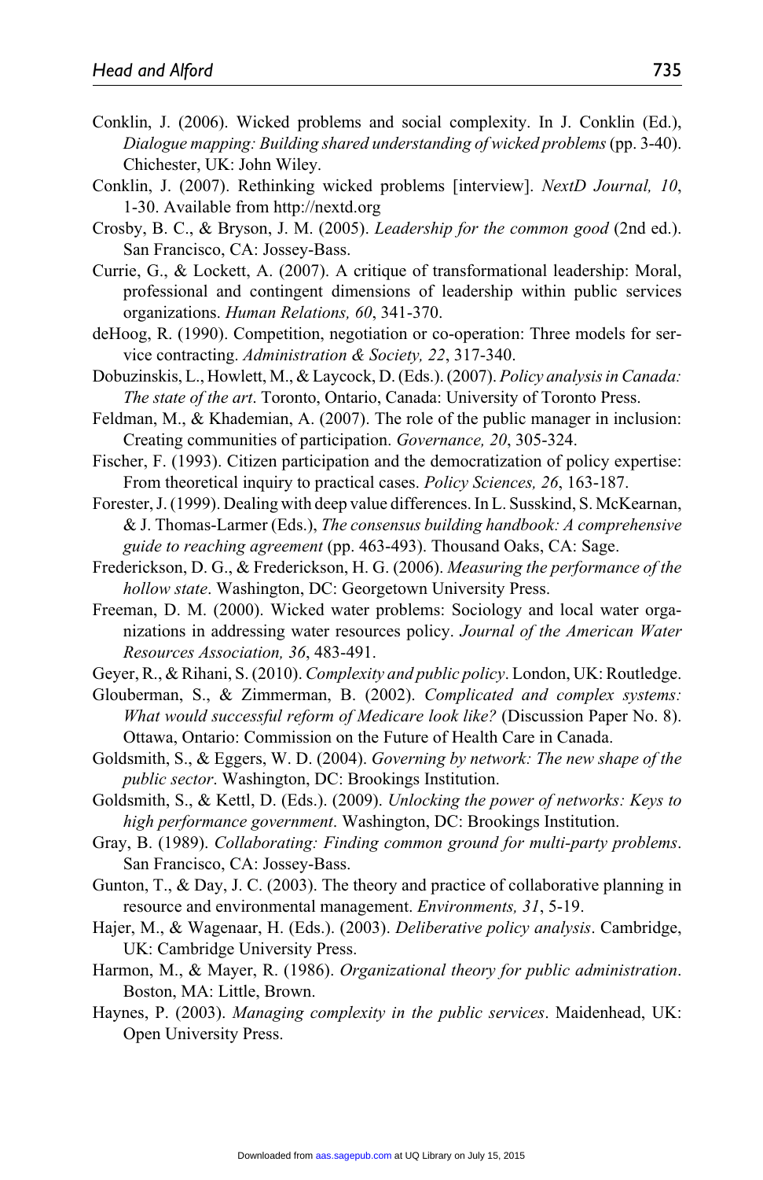Conklin, J. (2006). Wicked problems and social complexity. In J. Conklin (Ed.), *Dialogue mapping: Building shared understanding of wicked problems* (pp. 3-40). Chichester, UK: John Wiley.

Conklin, J. (2007). Rethinking wicked problems [interview]. *NextD Journal, 10*, 1-30. Available from http://nextd.org

Crosby, B. C., & Bryson, J. M. (2005). *Leadership for the common good* (2nd ed.). San Francisco, CA: Jossey-Bass.

Currie, G., & Lockett, A. (2007). A critique of transformational leadership: Moral, professional and contingent dimensions of leadership within public services organizations. *Human Relations, 60*, 341-370.

deHoog, R. (1990). Competition, negotiation or co-operation: Three models for service contracting. *Administration & Society, 22*, 317-340.

Dobuzinskis, L., Howlett, M., & Laycock, D. (Eds.). (2007). *Policy analysis in Canada: The state of the art*. Toronto, Ontario, Canada: University of Toronto Press.

Feldman, M., & Khademian, A. (2007). The role of the public manager in inclusion: Creating communities of participation. *Governance, 20*, 305-324.

Fischer, F. (1993). Citizen participation and the democratization of policy expertise: From theoretical inquiry to practical cases. *Policy Sciences, 26*, 163-187.

Forester, J. (1999). Dealing with deep value differences. In L. Susskind, S. McKearnan, & J. Thomas-Larmer (Eds.), *The consensus building handbook: A comprehensive guide to reaching agreement* (pp. 463-493). Thousand Oaks, CA: Sage.

Frederickson, D. G., & Frederickson, H. G. (2006). *Measuring the performance of the hollow state*. Washington, DC: Georgetown University Press.

Freeman, D. M. (2000). Wicked water problems: Sociology and local water organizations in addressing water resources policy. *Journal of the American Water Resources Association, 36*, 483-491.

Geyer, R., & Rihani, S. (2010). *Complexity and public policy*. London, UK: Routledge.

Glouberman, S., & Zimmerman, B. (2002). *Complicated and complex systems: What would successful reform of Medicare look like?* (Discussion Paper No. 8). Ottawa, Ontario: Commission on the Future of Health Care in Canada.

Goldsmith, S., & Eggers, W. D. (2004). *Governing by network: The new shape of the public sector*. Washington, DC: Brookings Institution.

Goldsmith, S., & Kettl, D. (Eds.). (2009). *Unlocking the power of networks: Keys to high performance government*. Washington, DC: Brookings Institution.

Gray, B. (1989). *Collaborating: Finding common ground for multi-party problems*. San Francisco, CA: Jossey-Bass.

Gunton, T., & Day, J. C. (2003). The theory and practice of collaborative planning in resource and environmental management. *Environments, 31*, 5-19.

Hajer, M., & Wagenaar, H. (Eds.). (2003). *Deliberative policy analysis*. Cambridge, UK: Cambridge University Press.

Harmon, M., & Mayer, R. (1986). *Organizational theory for public administration*. Boston, MA: Little, Brown.

Haynes, P. (2003). *Managing complexity in the public services*. Maidenhead, UK: Open University Press.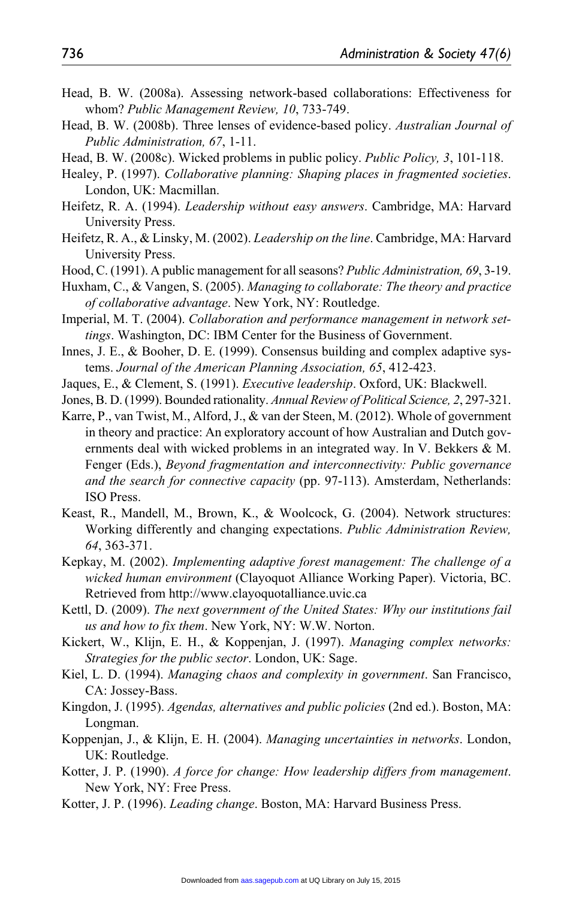Head, B. W. (2008a). Assessing network-based collaborations: Effectiveness for whom? *Public Management Review, 10*, 733-749.

Head, B. W. (2008b). Three lenses of evidence-based policy. *Australian Journal of Public Administration, 67*, 1-11.

Head, B. W. (2008c). Wicked problems in public policy. *Public Policy, 3*, 101-118.

Healey, P. (1997). *Collaborative planning: Shaping places in fragmented societies*. London, UK: Macmillan.

Heifetz, R. A. (1994). *Leadership without easy answers*. Cambridge, MA: Harvard University Press.

Heifetz, R. A., & Linsky, M. (2002). *Leadership on the line*. Cambridge, MA: Harvard University Press.

Hood, C. (1991). A public management for all seasons? *Public Administration, 69*, 3-19.

Huxham, C., & Vangen, S. (2005). *Managing to collaborate: The theory and practice of collaborative advantage*. New York, NY: Routledge.

Imperial, M. T. (2004). *Collaboration and performance management in network settings*. Washington, DC: IBM Center for the Business of Government.

Innes, J. E., & Booher, D. E. (1999). Consensus building and complex adaptive systems. *Journal of the American Planning Association, 65*, 412-423.

Jaques, E., & Clement, S. (1991). *Executive leadership*. Oxford, UK: Blackwell.

Jones, B. D. (1999). Bounded rationality. *Annual Review of Political Science, 2*, 297-321.

Karre, P., van Twist, M., Alford, J., & van der Steen, M. (2012). Whole of government in theory and practice: An exploratory account of how Australian and Dutch governments deal with wicked problems in an integrated way. In V. Bekkers & M. Fenger (Eds.), *Beyond fragmentation and interconnectivity: Public governance and the search for connective capacity* (pp. 97-113). Amsterdam, Netherlands: ISO Press.

Keast, R., Mandell, M., Brown, K., & Woolcock, G. (2004). Network structures: Working differently and changing expectations. *Public Administration Review, 64*, 363-371.

Kepkay, M. (2002). *Implementing adaptive forest management: The challenge of a wicked human environment* (Clayoquot Alliance Working Paper). Victoria, BC. Retrieved from http://www.clayoquotalliance.uvic.ca

Kettl, D. (2009). *The next government of the United States: Why our institutions fail us and how to fix them*. New York, NY: W.W. Norton.

Kickert, W., Klijn, E. H., & Koppenjan, J. (1997). *Managing complex networks: Strategies for the public sector*. London, UK: Sage.

Kiel, L. D. (1994). *Managing chaos and complexity in government*. San Francisco, CA: Jossey-Bass.

Kingdon, J. (1995). *Agendas, alternatives and public policies* (2nd ed.). Boston, MA: Longman.

Koppenjan, J., & Klijn, E. H. (2004). *Managing uncertainties in networks*. London, UK: Routledge.

Kotter, J. P. (1990). *A force for change: How leadership differs from management*. New York, NY: Free Press.

Kotter, J. P. (1996). *Leading change*. Boston, MA: Harvard Business Press.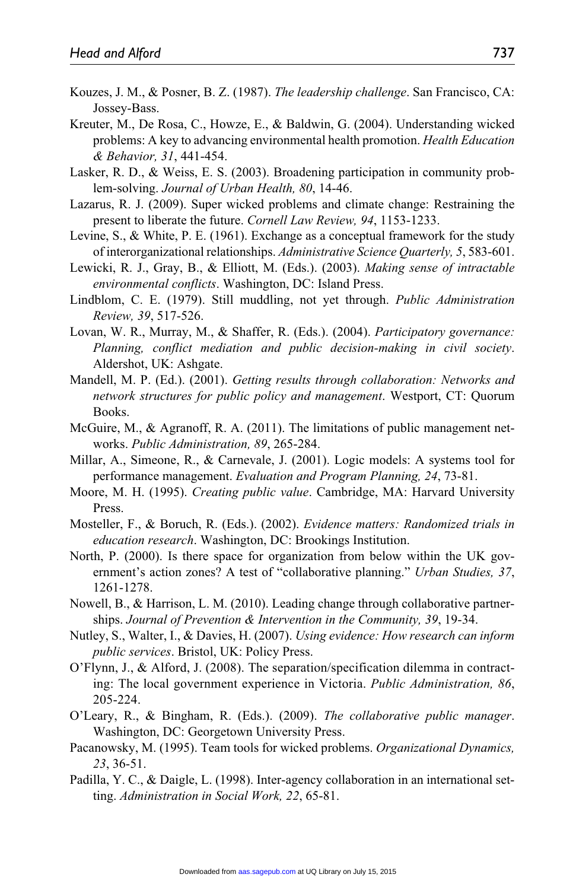Kouzes, J. M., & Posner, B. Z. (1987). *The leadership challenge*. San Francisco, CA: Jossey-Bass.

Kreuter, M., De Rosa, C., Howze, E., & Baldwin, G. (2004). Understanding wicked problems: A key to advancing environmental health promotion. *Health Education & Behavior, 31*, 441-454.

Lasker, R. D., & Weiss, E. S. (2003). Broadening participation in community problem-solving. *Journal of Urban Health, 80*, 14-46.

Lazarus, R. J. (2009). Super wicked problems and climate change: Restraining the present to liberate the future. *Cornell Law Review, 94*, 1153-1233.

Levine, S., & White, P. E. (1961). Exchange as a conceptual framework for the study of interorganizational relationships. *Administrative Science Quarterly, 5*, 583-601.

Lewicki, R. J., Gray, B., & Elliott, M. (Eds.). (2003). *Making sense of intractable environmental conflicts*. Washington, DC: Island Press.

Lindblom, C. E. (1979). Still muddling, not yet through. *Public Administration Review, 39*, 517-526.

Lovan, W. R., Murray, M., & Shaffer, R. (Eds.). (2004). *Participatory governance: Planning, conflict mediation and public decision-making in civil society*. Aldershot, UK: Ashgate.

Mandell, M. P. (Ed.). (2001). *Getting results through collaboration: Networks and network structures for public policy and management*. Westport, CT: Quorum Books.

McGuire, M., & Agranoff, R. A. (2011). The limitations of public management networks. *Public Administration, 89*, 265-284.

Millar, A., Simeone, R., & Carnevale, J. (2001). Logic models: A systems tool for performance management. *Evaluation and Program Planning, 24*, 73-81.

Moore, M. H. (1995). *Creating public value*. Cambridge, MA: Harvard University Press.

Mosteller, F., & Boruch, R. (Eds.). (2002). *Evidence matters: Randomized trials in education research*. Washington, DC: Brookings Institution.

North, P. (2000). Is there space for organization from below within the UK government's action zones? A test of "collaborative planning." *Urban Studies, 37*, 1261-1278.

Nowell, B., & Harrison, L. M. (2010). Leading change through collaborative partnerships. *Journal of Prevention & Intervention in the Community, 39*, 19-34.

Nutley, S., Walter, I., & Davies, H. (2007). *Using evidence: How research can inform public services*. Bristol, UK: Policy Press.

O'Flynn, J., & Alford, J. (2008). The separation/specification dilemma in contracting: The local government experience in Victoria. *Public Administration, 86*, 205-224.

O'Leary, R., & Bingham, R. (Eds.). (2009). *The collaborative public manager*. Washington, DC: Georgetown University Press.

Pacanowsky, M. (1995). Team tools for wicked problems. *Organizational Dynamics, 23*, 36-51.

Padilla, Y. C., & Daigle, L. (1998). Inter-agency collaboration in an international setting. *Administration in Social Work, 22*, 65-81.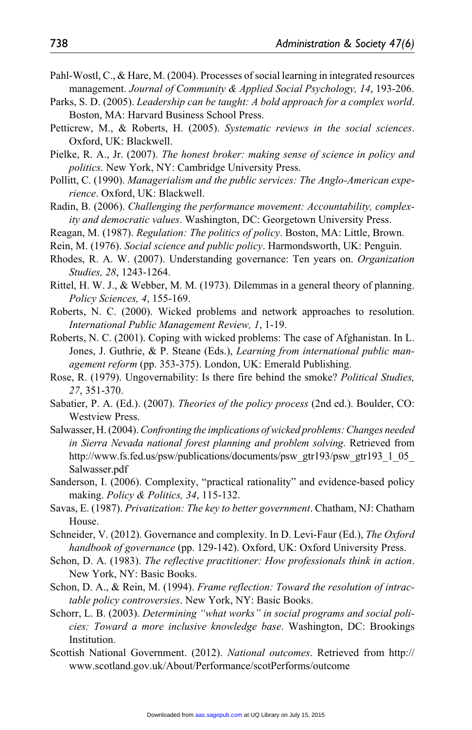Pahl-Wostl, C., & Hare, M. (2004). Processes of social learning in integrated resources management. *Journal of Community & Applied Social Psychology, 14*, 193-206.

Parks, S. D. (2005). *Leadership can be taught: A bold approach for a complex world*. Boston, MA: Harvard Business School Press.

Petticrew, M., & Roberts, H. (2005). *Systematic reviews in the social sciences*. Oxford, UK: Blackwell.

Pielke, R. A., Jr. (2007). *The honest broker: making sense of science in policy and politics*. New York, NY: Cambridge University Press.

Pollitt, C. (1990). *Managerialism and the public services: The Anglo-American experience*. Oxford, UK: Blackwell.

Radin, B. (2006). *Challenging the performance movement: Accountability, complexity and democratic values*. Washington, DC: Georgetown University Press.

Reagan, M. (1987). *Regulation: The politics of policy*. Boston, MA: Little, Brown.

Rein, M. (1976). *Social science and public policy*. Harmondsworth, UK: Penguin.

Rhodes, R. A. W. (2007). Understanding governance: Ten years on. *Organization Studies, 28*, 1243-1264.

Rittel, H. W. J., & Webber, M. M. (1973). Dilemmas in a general theory of planning. *Policy Sciences, 4*, 155-169.

Roberts, N. C. (2000). Wicked problems and network approaches to resolution. *International Public Management Review, 1*, 1-19.

Roberts, N. C. (2001). Coping with wicked problems: The case of Afghanistan. In L. Jones, J. Guthrie, & P. Steane (Eds.), *Learning from international public management reform* (pp. 353-375). London, UK: Emerald Publishing.

Rose, R. (1979). Ungovernability: Is there fire behind the smoke? *Political Studies, 27*, 351-370.

Sabatier, P. A. (Ed.). (2007). *Theories of the policy process* (2nd ed.). Boulder, CO: Westview Press.

Salwasser, H. (2004). *Confronting the implications of wicked problems: Changes needed in Sierra Nevada national forest planning and problem solving*. Retrieved from http://www.fs.fed.us/psw/publications/documents/psw_gtr193/psw_gtr193_1_05_Salwasser.pdf

Sanderson, I. (2006). Complexity, "practical rationality" and evidence-based policy making. *Policy & Politics, 34*, 115-132.

Savas, E. (1987). *Privatization: The key to better government*. Chatham, NJ: Chatham House.

Schneider, V. (2012). Governance and complexity. In D. Levi-Faur (Ed.), *The Oxford handbook of governance* (pp. 129-142). Oxford, UK: Oxford University Press.

Schon, D. A. (1983). *The reflective practitioner: How professionals think in action*. New York, NY: Basic Books.

Schon, D. A., & Rein, M. (1994). *Frame reflection: Toward the resolution of intractable policy controversies*. New York, NY: Basic Books.

Schorr, L. B. (2003). *Determining "what works" in social programs and social policies: Toward a more inclusive knowledge base*. Washington, DC: Brookings Institution.

Scottish National Government. (2012). *National outcomes*. Retrieved from http://www.scotland.gov.uk/About/Performance/scotPerforms/outcome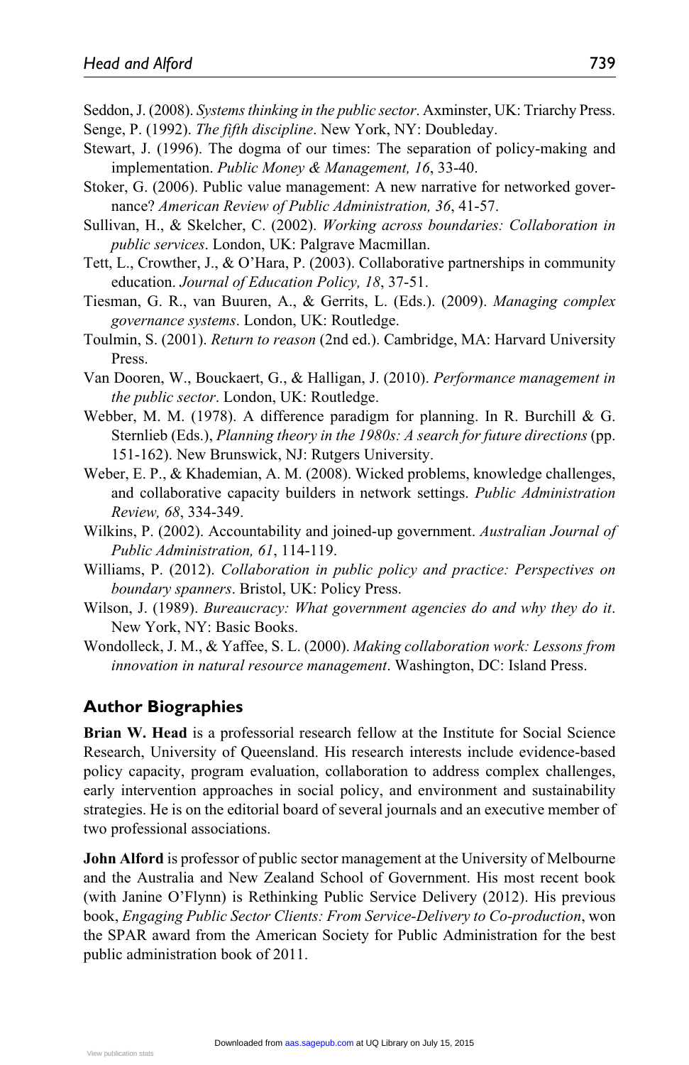Seddon, J. (2008). *Systems thinking in the public sector*. Axminster, UK: Triarchy Press.

Senge, P. (1992). *The fifth discipline*. New York, NY: Doubleday.

Stewart, J. (1996). The dogma of our times: The separation of policy-making and implementation. *Public Money & Management, 16*, 33-40.

Stoker, G. (2006). Public value management: A new narrative for networked governance? *American Review of Public Administration, 36*, 41-57.

Sullivan, H., & Skelcher, C. (2002). *Working across boundaries: Collaboration in public services*. London, UK: Palgrave Macmillan.

Tett, L., Crowther, J., & O'Hara, P. (2003). Collaborative partnerships in community education. *Journal of Education Policy, 18*, 37-51.

Tiesman, G. R., van Buuren, A., & Gerrits, L. (Eds.). (2009). *Managing complex governance systems*. London, UK: Routledge.

Toulmin, S. (2001). *Return to reason* (2nd ed.). Cambridge, MA: Harvard University Press.

Van Dooren, W., Bouckaert, G., & Halligan, J. (2010). *Performance management in the public sector*. London, UK: Routledge.

Webber, M. M. (1978). A difference paradigm for planning. In R. Burchill & G. Sternlieb (Eds.), *Planning theory in the 1980s: A search for future directions* (pp. 151-162). New Brunswick, NJ: Rutgers University.

Weber, E. P., & Khademian, A. M. (2008). Wicked problems, knowledge challenges, and collaborative capacity builders in network settings. *Public Administration Review, 68*, 334-349.

Wilkins, P. (2002). Accountability and joined-up government. *Australian Journal of Public Administration, 61*, 114-119.

Williams, P. (2012). *Collaboration in public policy and practice: Perspectives on boundary spanners*. Bristol, UK: Policy Press.

Wilson, J. (1989). *Bureaucracy: What government agencies do and why they do it*. New York, NY: Basic Books.

Wondolleck, J. M., & Yaffee, S. L. (2000). *Making collaboration work: Lessons from innovation in natural resource management*. Washington, DC: Island Press.

## Author Biographies

**Brian W. Head** is a professorial research fellow at the Institute for Social Science Research, University of Queensland. His research interests include evidence-based policy capacity, program evaluation, collaboration to address complex challenges, early intervention approaches in social policy, and environment and sustainability strategies. He is on the editorial board of several journals and an executive member of two professional associations.

**John Alford** is professor of public sector management at the University of Melbourne and the Australia and New Zealand School of Government. His most recent book (with Janine O'Flynn) is Rethinking Public Service Delivery (2012). His previous book, *Engaging Public Sector Clients: From Service-Delivery to Co-production*, won the SPAR award from the American Society for Public Administration for the best public administration book of 2011.